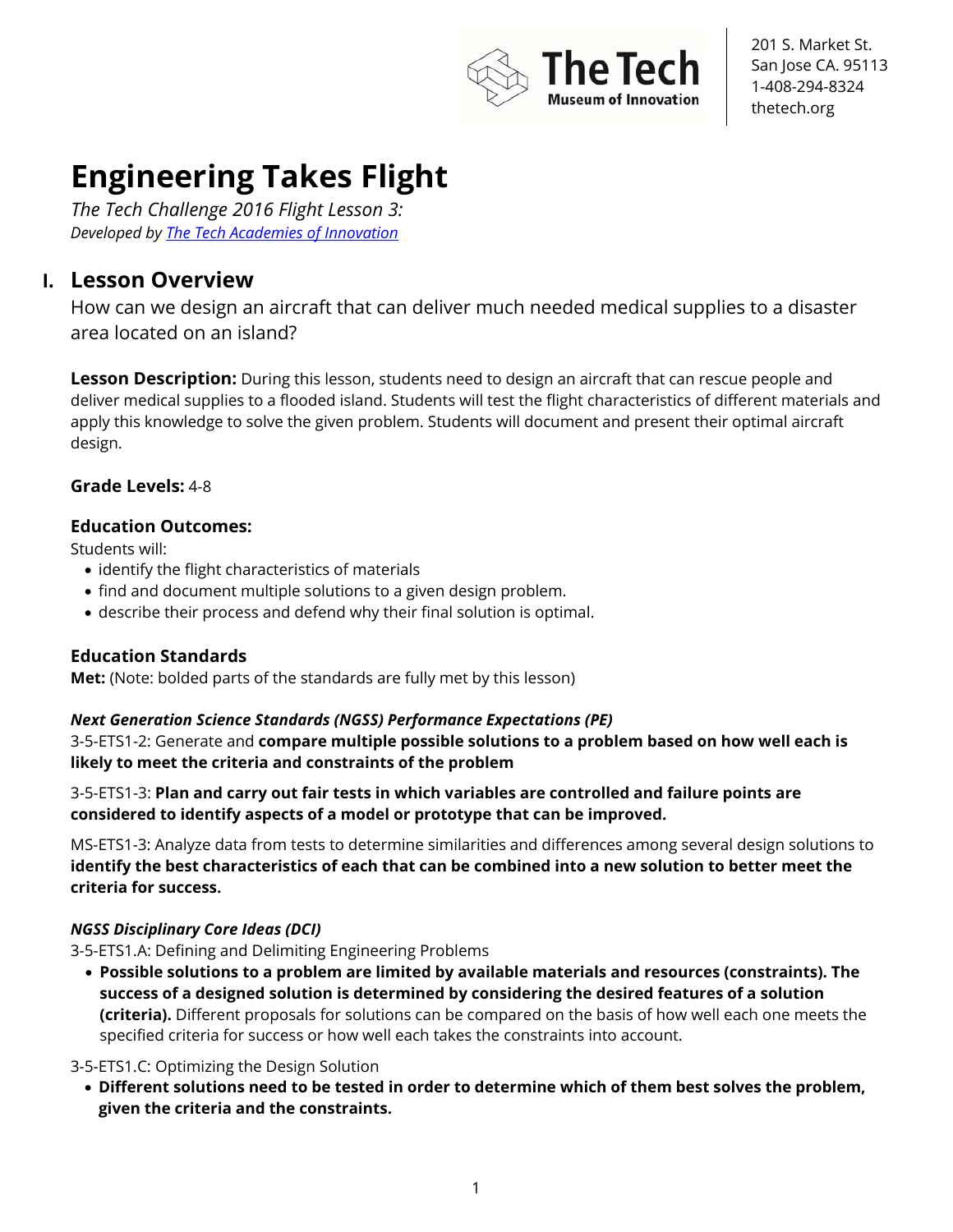201 S. Market St.
San Jose CA. 95113
1-408-294-8324
thetech.org

# Engineering Takes Flight

*The Tech Challenge 2016 Flight Lesson 3:*
*Developed by [The Tech Academies of Innovation]*

## I. Lesson Overview

How can we design an aircraft that can deliver much needed medical supplies to a disaster area located on an island?

**Lesson Description:** During this lesson, students need to design an aircraft that can rescue people and deliver medical supplies to a flooded island. Students will test the flight characteristics of different materials and apply this knowledge to solve the given problem. Students will document and present their optimal aircraft design.

**Grade Levels:** 4-8

### Education Outcomes:

Students will:

- identify the flight characteristics of materials
- find and document multiple solutions to a given design problem.
- describe their process and defend why their final solution is optimal.

### Education Standards

**Met:** (Note: bolded parts of the standards are fully met by this lesson)

***Next Generation Science Standards (NGSS) Performance Expectations (PE)***

3-5-ETS1-2: Generate and **compare multiple possible solutions to a problem based on how well each is likely to meet the criteria and constraints of the problem**

3-5-ETS1-3: **Plan and carry out fair tests in which variables are controlled and failure points are considered to identify aspects of a model or prototype that can be improved.**

MS-ETS1-3: Analyze data from tests to determine similarities and differences among several design solutions to **identify the best characteristics of each that can be combined into a new solution to better meet the criteria for success.**

***NGSS Disciplinary Core Ideas (DCI)***

3-5-ETS1.A: Defining and Delimiting Engineering Problems

- **Possible solutions to a problem are limited by available materials and resources (constraints). The success of a designed solution is determined by considering the desired features of a solution (criteria).** Different proposals for solutions can be compared on the basis of how well each one meets the specified criteria for success or how well each takes the constraints into account.

3-5-ETS1.C: Optimizing the Design Solution

- **Different solutions need to be tested in order to determine which of them best solves the problem, given the criteria and the constraints.**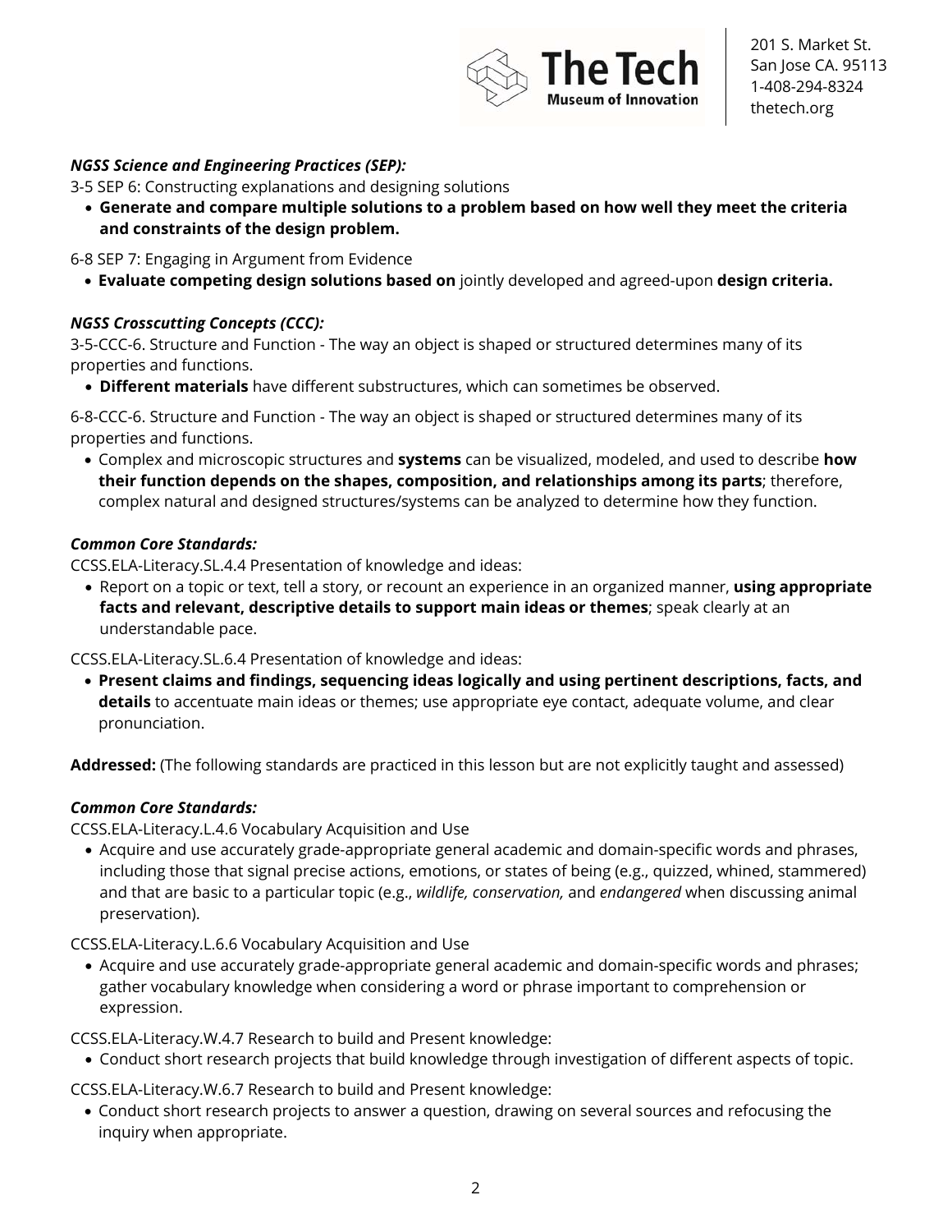***NGSS Science and Engineering Practices (SEP):***

3-5 SEP 6: Constructing explanations and designing solutions

- **Generate and compare multiple solutions to a problem based on how well they meet the criteria and constraints of the design problem.**

6-8 SEP 7: Engaging in Argument from Evidence

- **Evaluate competing design solutions based on** jointly developed and agreed-upon **design criteria.**

***NGSS Crosscutting Concepts (CCC):***

3-5-CCC-6. Structure and Function - The way an object is shaped or structured determines many of its properties and functions.

- **Different materials** have different substructures, which can sometimes be observed.

6-8-CCC-6. Structure and Function - The way an object is shaped or structured determines many of its properties and functions.

- Complex and microscopic structures and **systems** can be visualized, modeled, and used to describe **how their function depends on the shapes, composition, and relationships among its parts**; therefore, complex natural and designed structures/systems can be analyzed to determine how they function.

***Common Core Standards:***

CCSS.ELA-Literacy.SL.4.4 Presentation of knowledge and ideas:

- Report on a topic or text, tell a story, or recount an experience in an organized manner, **using appropriate facts and relevant, descriptive details to support main ideas or themes**; speak clearly at an understandable pace.

CCSS.ELA-Literacy.SL.6.4 Presentation of knowledge and ideas:

- **Present claims and findings, sequencing ideas logically and using pertinent descriptions, facts, and details** to accentuate main ideas or themes; use appropriate eye contact, adequate volume, and clear pronunciation.

**Addressed:** (The following standards are practiced in this lesson but are not explicitly taught and assessed)

***Common Core Standards:***

CCSS.ELA-Literacy.L.4.6 Vocabulary Acquisition and Use

- Acquire and use accurately grade-appropriate general academic and domain-specific words and phrases, including those that signal precise actions, emotions, or states of being (e.g., quizzed, whined, stammered) and that are basic to a particular topic (e.g., *wildlife, conservation,* and *endangered* when discussing animal preservation).

CCSS.ELA-Literacy.L.6.6 Vocabulary Acquisition and Use

- Acquire and use accurately grade-appropriate general academic and domain-specific words and phrases; gather vocabulary knowledge when considering a word or phrase important to comprehension or expression.

CCSS.ELA-Literacy.W.4.7 Research to build and Present knowledge:

- Conduct short research projects that build knowledge through investigation of different aspects of topic.

CCSS.ELA-Literacy.W.6.7 Research to build and Present knowledge:

- Conduct short research projects to answer a question, drawing on several sources and refocusing the inquiry when appropriate.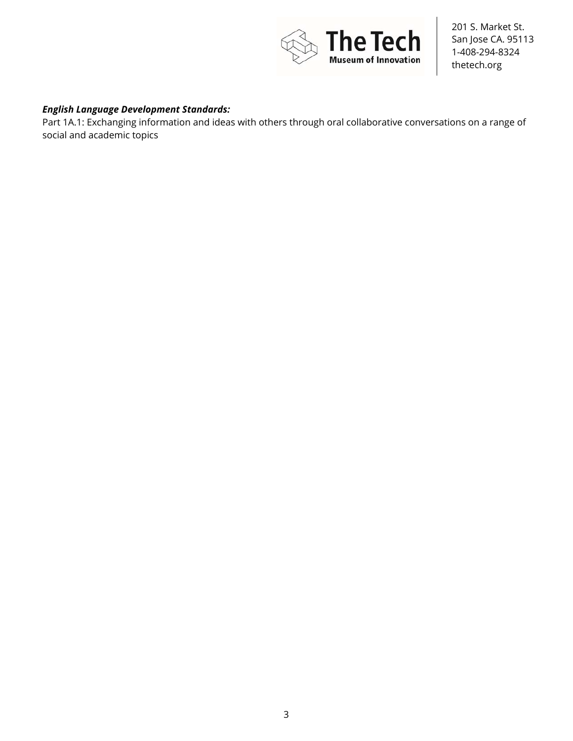***English Language Development Standards:***

Part 1A.1: Exchanging information and ideas with others through oral collaborative conversations on a range of social and academic topics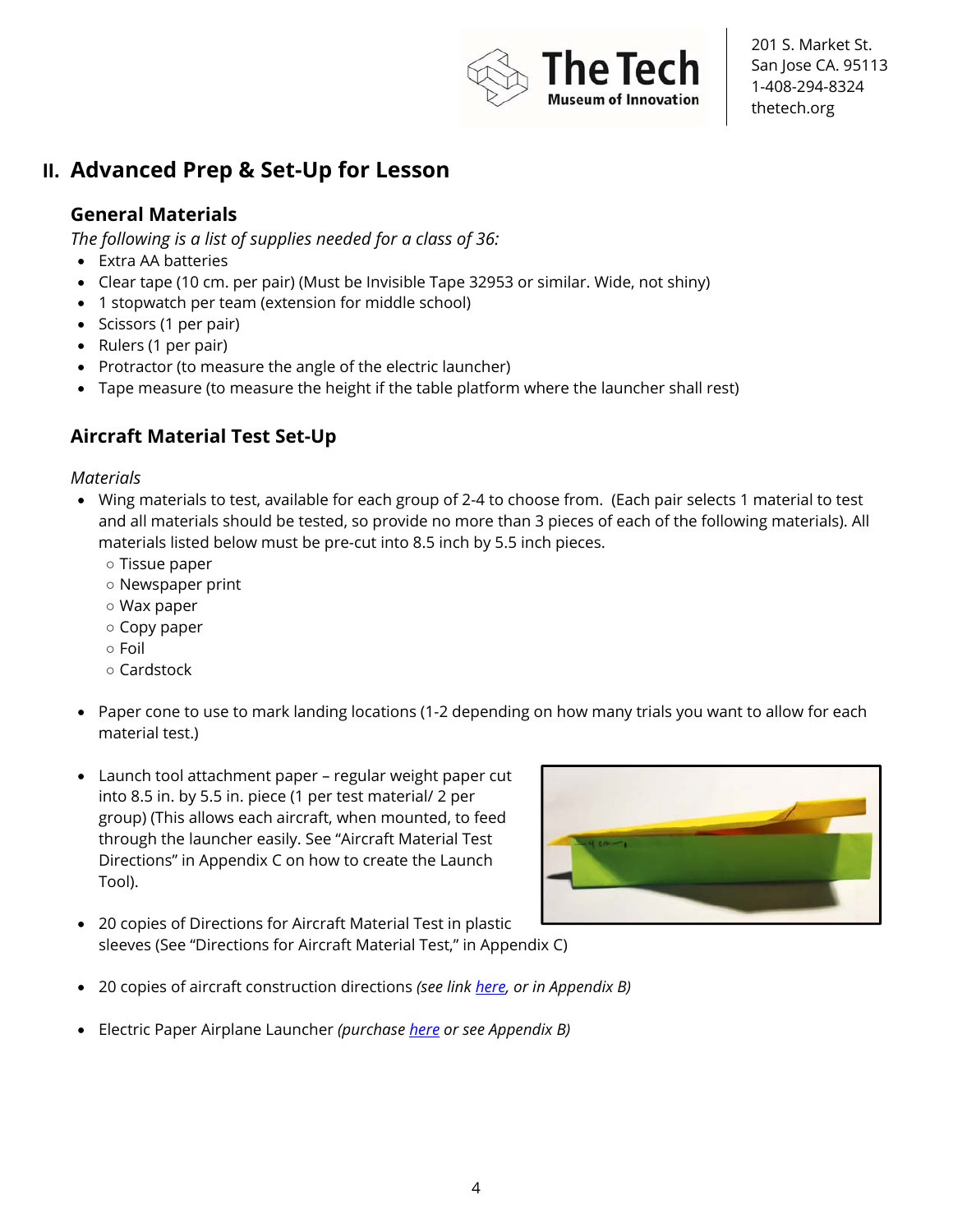## II. Advanced Prep & Set-Up for Lesson

### General Materials

*The following is a list of supplies needed for a class of 36:*

- Extra AA batteries
- Clear tape (10 cm. per pair) (Must be Invisible Tape 32953 or similar. Wide, not shiny)
- 1 stopwatch per team (extension for middle school)
- Scissors (1 per pair)
- Rulers (1 per pair)
- Protractor (to measure the angle of the electric launcher)
- Tape measure (to measure the height if the table platform where the launcher shall rest)

### Aircraft Material Test Set-Up

*Materials*

- Wing materials to test, available for each group of 2-4 to choose from. (Each pair selects 1 material to test and all materials should be tested, so provide no more than 3 pieces of each of the following materials). All materials listed below must be pre-cut into 8.5 inch by 5.5 inch pieces.
  - Tissue paper
  - Newspaper print
  - Wax paper
  - Copy paper
  - Foil
  - Cardstock

- Paper cone to use to mark landing locations (1-2 depending on how many trials you want to allow for each material test.)

- Launch tool attachment paper – regular weight paper cut into 8.5 in. by 5.5 in. piece (1 per test material/ 2 per group) (This allows each aircraft, when mounted, to feed through the launcher easily. See "Aircraft Material Test Directions" in Appendix C on how to create the Launch Tool).

- 20 copies of Directions for Aircraft Material Test in plastic sleeves (See "Directions for Aircraft Material Test," in Appendix C)

- 20 copies of aircraft construction directions *(see link here, or in Appendix B)*

- Electric Paper Airplane Launcher *(purchase here or see Appendix B)*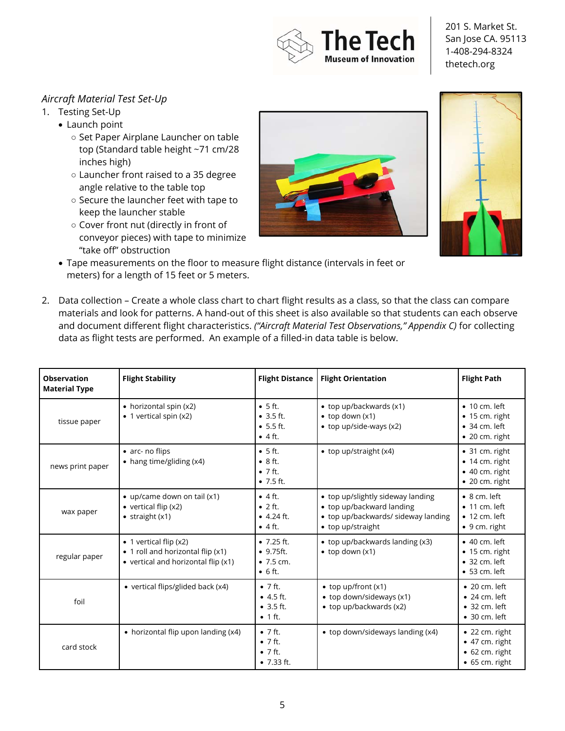*Aircraft Material Test Set-Up*

1. Testing Set-Up
   - Launch point
     - Set Paper Airplane Launcher on table top (Standard table height ~71 cm/28 inches high)
     - Launcher front raised to a 35 degree angle relative to the table top
     - Secure the launcher feet with tape to keep the launcher stable
     - Cover front nut (directly in front of conveyor pieces) with tape to minimize "take off" obstruction
   - Tape measurements on the floor to measure flight distance (intervals in feet or meters) for a length of 15 feet or 5 meters.

2. Data collection – Create a whole class chart to chart flight results as a class, so that the class can compare materials and look for patterns. A hand-out of this sheet is also available so that students can each observe and document different flight characteristics. *("Aircraft Material Test Observations," Appendix C)* for collecting data as flight tests are performed. An example of a filled-in data table is below.

| **Observation Material Type** | **Flight Stability** | **Flight Distance** | **Flight Orientation** | **Flight Path** |
|---|---|---|---|---|
| tissue paper | • horizontal spin (x2)<br>• 1 vertical spin (x2) | • 5 ft.<br>• 3.5 ft.<br>• 5.5 ft.<br>• 4 ft. | • top up/backwards (x1)<br>• top down (x1)<br>• top up/side-ways (x2) | • 10 cm. left<br>• 15 cm. right<br>• 34 cm. left<br>• 20 cm. right |
| news print paper | • arc- no flips<br>• hang time/gliding (x4) | • 5 ft.<br>• 8 ft.<br>• 7 ft.<br>• 7.5 ft. | • top up/straight (x4) | • 31 cm. right<br>• 14 cm. right<br>• 40 cm. right<br>• 20 cm. right |
| wax paper | • up/came down on tail (x1)<br>• vertical flip (x2)<br>• straight (x1) | • 4 ft.<br>• 2 ft.<br>• 4.24 ft.<br>• 4 ft. | • top up/slightly sideway landing<br>• top up/backward landing<br>• top up/backwards/ sideway landing<br>• top up/straight | • 8 cm. left<br>• 11 cm. left<br>• 12 cm. left<br>• 9 cm. right |
| regular paper | • 1 vertical flip (x2)<br>• 1 roll and horizontal flip (x1)<br>• vertical and horizontal flip (x1) | • 7.25 ft.<br>• 9.75ft.<br>• 7.5 cm.<br>• 6 ft. | • top up/backwards landing (x3)<br>• top down (x1) | • 40 cm. left<br>• 15 cm. right<br>• 32 cm. left<br>• 53 cm. left |
| foil | • vertical flips/glided back (x4) | • 7 ft.<br>• 4.5 ft.<br>• 3.5 ft.<br>• 1 ft. | • top up/front (x1)<br>• top down/sideways (x1)<br>• top up/backwards (x2) | • 20 cm. left<br>• 24 cm. left<br>• 32 cm. left<br>• 30 cm. left |
| card stock | • horizontal flip upon landing (x4) | • 7 ft.<br>• 7 ft.<br>• 7 ft.<br>• 7.33 ft. | • top down/sideways landing (x4) | • 22 cm. right<br>• 47 cm. right<br>• 62 cm. right<br>• 65 cm. right |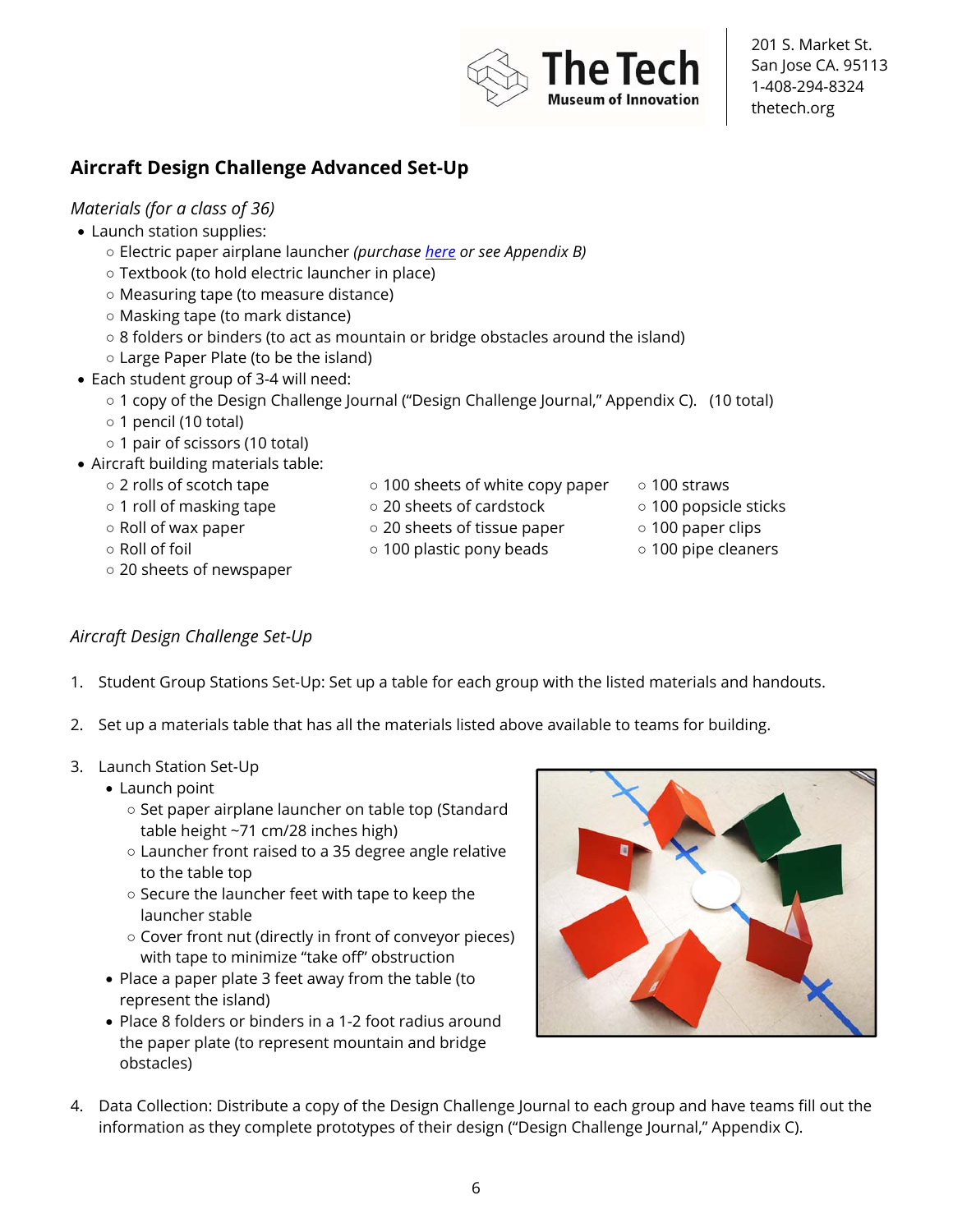## Aircraft Design Challenge Advanced Set-Up

*Materials (for a class of 36)*

- Launch station supplies:
  - Electric paper airplane launcher *(purchase here or see Appendix B)*
  - Textbook (to hold electric launcher in place)
  - Measuring tape (to measure distance)
  - Masking tape (to mark distance)
  - 8 folders or binders (to act as mountain or bridge obstacles around the island)
  - Large Paper Plate (to be the island)
- Each student group of 3-4 will need:
  - 1 copy of the Design Challenge Journal ("Design Challenge Journal," Appendix C). (10 total)
  - 1 pencil (10 total)
  - 1 pair of scissors (10 total)
- Aircraft building materials table:
  - 2 rolls of scotch tape
  - 1 roll of masking tape
  - Roll of wax paper
  - Roll of foil
  - 20 sheets of newspaper
  - 100 sheets of white copy paper
  - 20 sheets of cardstock
  - 20 sheets of tissue paper
  - 100 plastic pony beads
  - 100 straws
  - 100 popsicle sticks
  - 100 paper clips
  - 100 pipe cleaners

*Aircraft Design Challenge Set-Up*

1. Student Group Stations Set-Up: Set up a table for each group with the listed materials and handouts.

2. Set up a materials table that has all the materials listed above available to teams for building.

3. Launch Station Set-Up
   - Launch point
     - Set paper airplane launcher on table top (Standard table height ~71 cm/28 inches high)
     - Launcher front raised to a 35 degree angle relative to the table top
     - Secure the launcher feet with tape to keep the launcher stable
     - Cover front nut (directly in front of conveyor pieces) with tape to minimize "take off" obstruction
   - Place a paper plate 3 feet away from the table (to represent the island)
   - Place 8 folders or binders in a 1-2 foot radius around the paper plate (to represent mountain and bridge obstacles)

4. Data Collection: Distribute a copy of the Design Challenge Journal to each group and have teams fill out the information as they complete prototypes of their design ("Design Challenge Journal," Appendix C).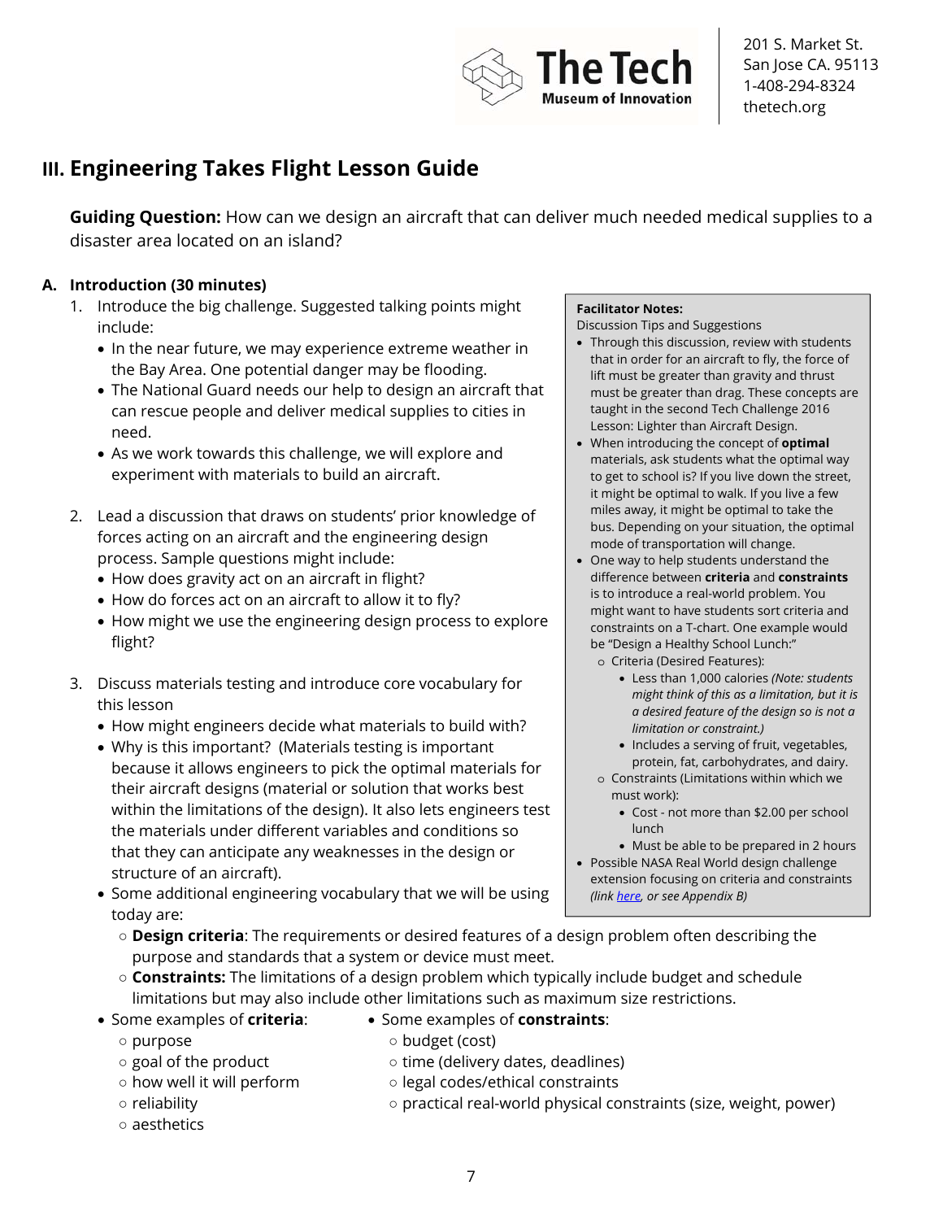## III. Engineering Takes Flight Lesson Guide

**Guiding Question:** How can we design an aircraft that can deliver much needed medical supplies to a disaster area located on an island?

### A. Introduction (30 minutes)

1. Introduce the big challenge. Suggested talking points might include:
   - In the near future, we may experience extreme weather in the Bay Area. One potential danger may be flooding.
   - The National Guard needs our help to design an aircraft that can rescue people and deliver medical supplies to cities in need.
   - As we work towards this challenge, we will explore and experiment with materials to build an aircraft.

2. Lead a discussion that draws on students' prior knowledge of forces acting on an aircraft and the engineering design process. Sample questions might include:
   - How does gravity act on an aircraft in flight?
   - How do forces act on an aircraft to allow it to fly?
   - How might we use the engineering design process to explore flight?

3. Discuss materials testing and introduce core vocabulary for this lesson
   - How might engineers decide what materials to build with?
   - Why is this important? (Materials testing is important because it allows engineers to pick the optimal materials for their aircraft designs (material or solution that works best within the limitations of the design). It also lets engineers test the materials under different variables and conditions so that they can anticipate any weaknesses in the design or structure of an aircraft).
   - Some additional engineering vocabulary that we will be using today are:
     - **Design criteria**: The requirements or desired features of a design problem often describing the purpose and standards that a system or device must meet.
     - **Constraints:** The limitations of a design problem which typically include budget and schedule limitations but may also include other limitations such as maximum size restrictions.
   - Some examples of **criteria**:
     - purpose
     - goal of the product
     - how well it will perform
     - reliability
     - aesthetics
   - Some examples of **constraints**:
     - budget (cost)
     - time (delivery dates, deadlines)
     - legal codes/ethical constraints
     - practical real-world physical constraints (size, weight, power)

**Facilitator Notes:**
Discussion Tips and Suggestions

- Through this discussion, review with students that in order for an aircraft to fly, the force of lift must be greater than gravity and thrust must be greater than drag. These concepts are taught in the second Tech Challenge 2016 Lesson: Lighter than Aircraft Design.
- When introducing the concept of **optimal** materials, ask students what the optimal way to get to school is? If you live down the street, it might be optimal to walk. If you live a few miles away, it might be optimal to take the bus. Depending on your situation, the optimal mode of transportation will change.
- One way to help students understand the difference between **criteria** and **constraints** is to introduce a real-world problem. You might want to have students sort criteria and constraints on a T-chart. One example would be "Design a Healthy School Lunch:"
  - Criteria (Desired Features):
    - Less than 1,000 calories *(Note: students might think of this as a limitation, but it is a desired feature of the design so is not a limitation or constraint.)*
    - Includes a serving of fruit, vegetables, protein, fat, carbohydrates, and dairy.
  - Constraints (Limitations within which we must work):
    - Cost - not more than $2.00 per school lunch
    - Must be able to be prepared in 2 hours
- Possible NASA Real World design challenge extension focusing on criteria and constraints *(link here, or see Appendix B)*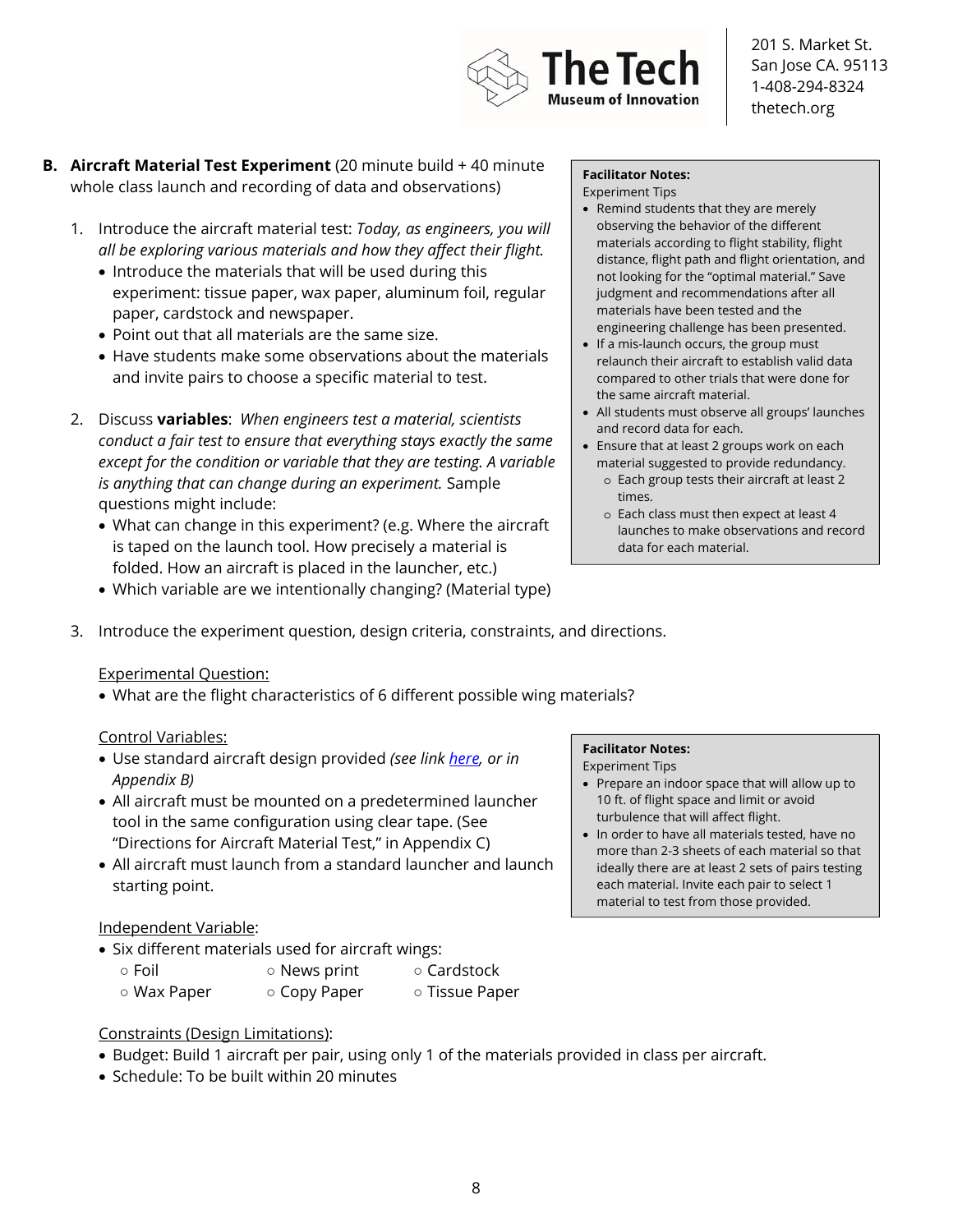**B. Aircraft Material Test Experiment** (20 minute build + 40 minute whole class launch and recording of data and observations)

1. Introduce the aircraft material test: *Today, as engineers, you will all be exploring various materials and how they affect their flight.*
   - Introduce the materials that will be used during this experiment: tissue paper, wax paper, aluminum foil, regular paper, cardstock and newspaper.
   - Point out that all materials are the same size.
   - Have students make some observations about the materials and invite pairs to choose a specific material to test.

2. Discuss **variables**: *When engineers test a material, scientists conduct a fair test to ensure that everything stays exactly the same except for the condition or variable that they are testing. A variable is anything that can change during an experiment.* Sample questions might include:
   - What can change in this experiment? (e.g. Where the aircraft is taped on the launch tool. How precisely a material is folded. How an aircraft is placed in the launcher, etc.)
   - Which variable are we intentionally changing? (Material type)

> **Facilitator Notes:**
> Experiment Tips
> - Remind students that they are merely observing the behavior of the different materials according to flight stability, flight distance, flight path and flight orientation, and not looking for the "optimal material." Save judgment and recommendations after all materials have been tested and the engineering challenge has been presented.
> - If a mis-launch occurs, the group must relaunch their aircraft to establish valid data compared to other trials that were done for the same aircraft material.
> - All students must observe all groups' launches and record data for each.
> - Ensure that at least 2 groups work on each material suggested to provide redundancy.
>   - Each group tests their aircraft at least 2 times.
>   - Each class must then expect at least 4 launches to make observations and record data for each material.

3. Introduce the experiment question, design criteria, constraints, and directions.

<u>Experimental Question:</u>

- What are the flight characteristics of 6 different possible wing materials?

<u>Control Variables:</u>

- Use standard aircraft design provided *(see link here, or in Appendix B)*
- All aircraft must be mounted on a predetermined launcher tool in the same configuration using clear tape. (See "Directions for Aircraft Material Test," in Appendix C)
- All aircraft must launch from a standard launcher and launch starting point.

> **Facilitator Notes:**
> Experiment Tips
> - Prepare an indoor space that will allow up to 10 ft. of flight space and limit or avoid turbulence that will affect flight.
> - In order to have all materials tested, have no more than 2-3 sheets of each material so that ideally there are at least 2 sets of pairs testing each material. Invite each pair to select 1 material to test from those provided.

<u>Independent Variable</u>:

- Six different materials used for aircraft wings:
  - Foil
  - News print
  - Cardstock
  - Wax Paper
  - Copy Paper
  - Tissue Paper

<u>Constraints (Design Limitations)</u>:

- Budget: Build 1 aircraft per pair, using only 1 of the materials provided in class per aircraft.
- Schedule: To be built within 20 minutes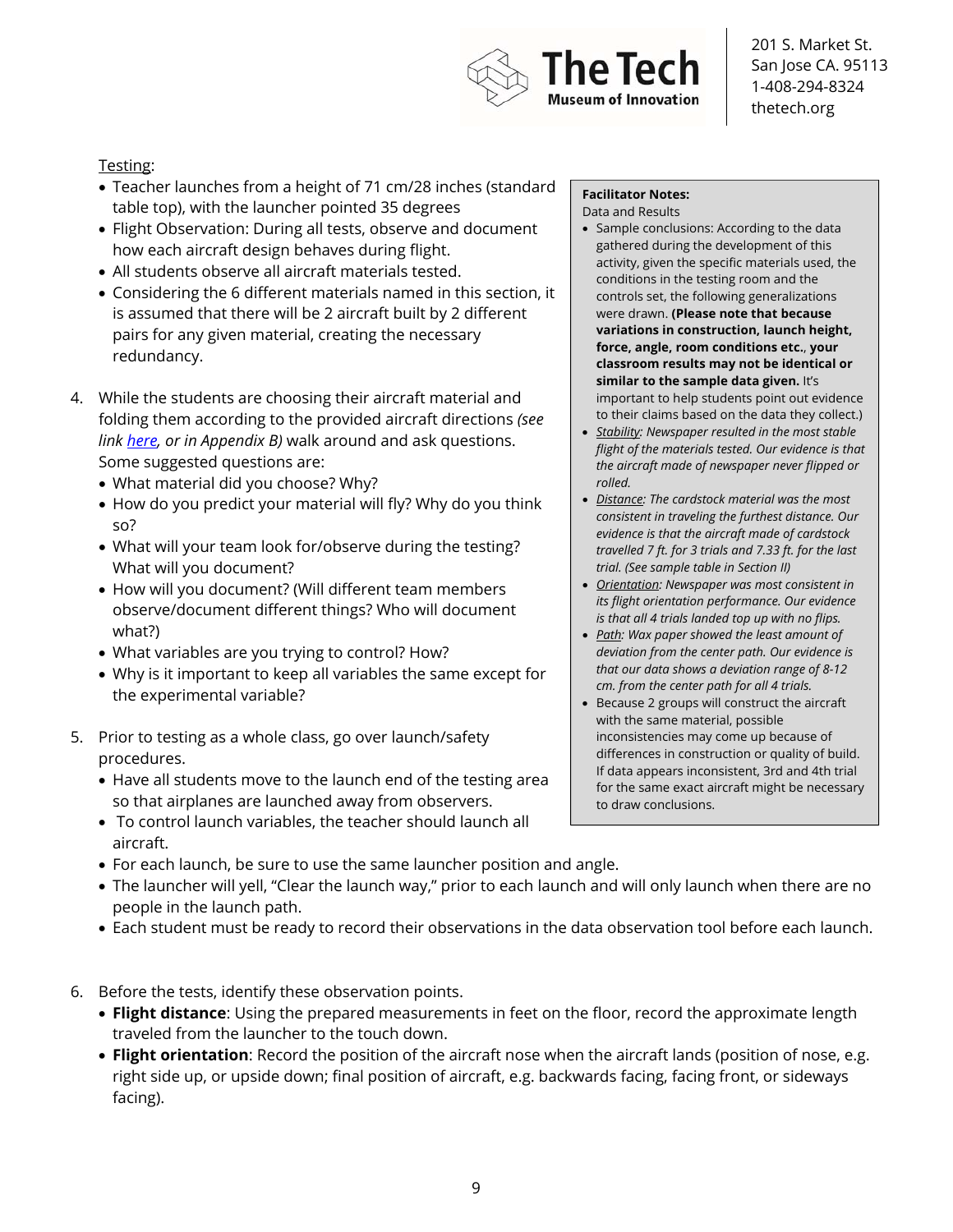Testing:

- Teacher launches from a height of 71 cm/28 inches (standard table top), with the launcher pointed 35 degrees
- Flight Observation: During all tests, observe and document how each aircraft design behaves during flight.
- All students observe all aircraft materials tested.
- Considering the 6 different materials named in this section, it is assumed that there will be 2 aircraft built by 2 different pairs for any given material, creating the necessary redundancy.

4. While the students are choosing their aircraft material and folding them according to the provided aircraft directions *(see link here, or in Appendix B)* walk around and ask questions. Some suggested questions are:
   - What material did you choose? Why?
   - How do you predict your material will fly? Why do you think so?
   - What will your team look for/observe during the testing? What will you document?
   - How will you document? (Will different team members observe/document different things? Who will document what?)
   - What variables are you trying to control? How?
   - Why is it important to keep all variables the same except for the experimental variable?

5. Prior to testing as a whole class, go over launch/safety procedures.
   - Have all students move to the launch end of the testing area so that airplanes are launched away from observers.
   - To control launch variables, the teacher should launch all aircraft.
   - For each launch, be sure to use the same launcher position and angle.
   - The launcher will yell, "Clear the launch way," prior to each launch and will only launch when there are no people in the launch path.
   - Each student must be ready to record their observations in the data observation tool before each launch.

6. Before the tests, identify these observation points.
   - **Flight distance**: Using the prepared measurements in feet on the floor, record the approximate length traveled from the launcher to the touch down.
   - **Flight orientation**: Record the position of the aircraft nose when the aircraft lands (position of nose, e.g. right side up, or upside down; final position of aircraft, e.g. backwards facing, facing front, or sideways facing).

**Facilitator Notes:**

Data and Results

- Sample conclusions: According to the data gathered during the development of this activity, given the specific materials used, the conditions in the testing room and the controls set, the following generalizations were drawn. **(Please note that because variations in construction, launch height, force, angle, room conditions etc., your classroom results may not be identical or similar to the sample data given.** It's important to help students point out evidence to their claims based on the data they collect.)
- *Stability: Newspaper resulted in the most stable flight of the materials tested. Our evidence is that the aircraft made of newspaper never flipped or rolled.*
- *Distance: The cardstock material was the most consistent in traveling the furthest distance. Our evidence is that the aircraft made of cardstock travelled 7 ft. for 3 trials and 7.33 ft. for the last trial. (See sample table in Section II)*
- *Orientation: Newspaper was most consistent in its flight orientation performance. Our evidence is that all 4 trials landed top up with no flips.*
- *Path: Wax paper showed the least amount of deviation from the center path. Our evidence is that our data shows a deviation range of 8-12 cm. from the center path for all 4 trials.*
- Because 2 groups will construct the aircraft with the same material, possible inconsistencies may come up because of differences in construction or quality of build. If data appears inconsistent, 3rd and 4th trial for the same exact aircraft might be necessary to draw conclusions.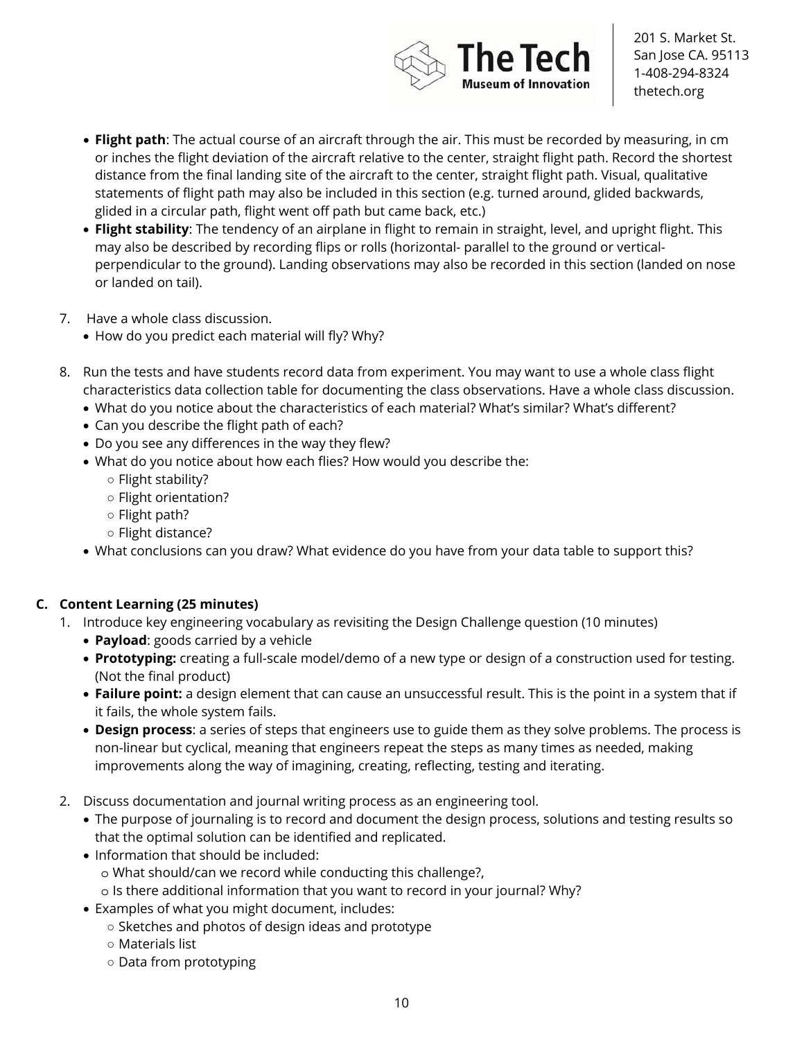- **Flight path**: The actual course of an aircraft through the air. This must be recorded by measuring, in cm or inches the flight deviation of the aircraft relative to the center, straight flight path. Record the shortest distance from the final landing site of the aircraft to the center, straight flight path. Visual, qualitative statements of flight path may also be included in this section (e.g. turned around, glided backwards, glided in a circular path, flight went off path but came back, etc.)
- **Flight stability**: The tendency of an airplane in flight to remain in straight, level, and upright flight. This may also be described by recording flips or rolls (horizontal- parallel to the ground or vertical- perpendicular to the ground). Landing observations may also be recorded in this section (landed on nose or landed on tail).

7. Have a whole class discussion.
   - How do you predict each material will fly? Why?

8. Run the tests and have students record data from experiment. You may want to use a whole class flight characteristics data collection table for documenting the class observations. Have a whole class discussion.
   - What do you notice about the characteristics of each material? What's similar? What's different?
   - Can you describe the flight path of each?
   - Do you see any differences in the way they flew?
   - What do you notice about how each flies? How would you describe the:
     - Flight stability?
     - Flight orientation?
     - Flight path?
     - Flight distance?
   - What conclusions can you draw? What evidence do you have from your data table to support this?

**C. Content Learning (25 minutes)**

1. Introduce key engineering vocabulary as revisiting the Design Challenge question (10 minutes)
   - **Payload**: goods carried by a vehicle
   - **Prototyping:** creating a full-scale model/demo of a new type or design of a construction used for testing. (Not the final product)
   - **Failure point:** a design element that can cause an unsuccessful result. This is the point in a system that if it fails, the whole system fails.
   - **Design process**: a series of steps that engineers use to guide them as they solve problems. The process is non-linear but cyclical, meaning that engineers repeat the steps as many times as needed, making improvements along the way of imagining, creating, reflecting, testing and iterating.

2. Discuss documentation and journal writing process as an engineering tool.
   - The purpose of journaling is to record and document the design process, solutions and testing results so that the optimal solution can be identified and replicated.
   - Information that should be included:
     - What should/can we record while conducting this challenge?,
     - Is there additional information that you want to record in your journal? Why?
   - Examples of what you might document, includes:
     - Sketches and photos of design ideas and prototype
     - Materials list
     - Data from prototyping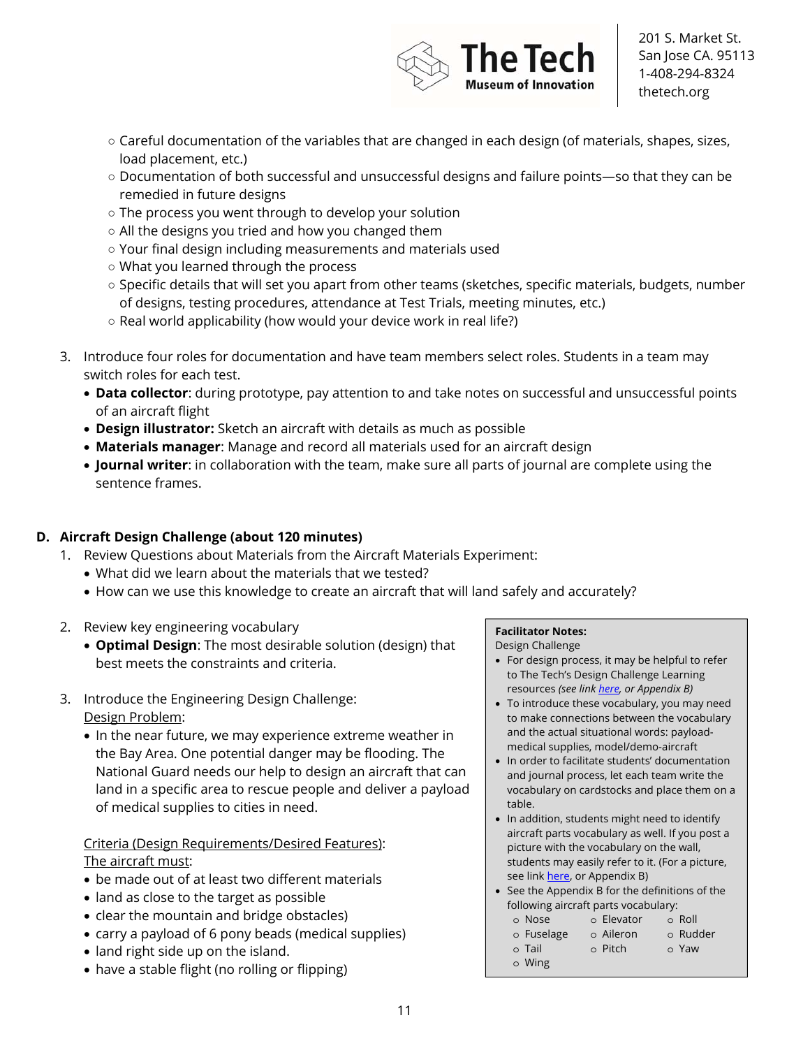- Careful documentation of the variables that are changed in each design (of materials, shapes, sizes, load placement, etc.)
- Documentation of both successful and unsuccessful designs and failure points—so that they can be remedied in future designs
- The process you went through to develop your solution
- All the designs you tried and how you changed them
- Your final design including measurements and materials used
- What you learned through the process
- Specific details that will set you apart from other teams (sketches, specific materials, budgets, number of designs, testing procedures, attendance at Test Trials, meeting minutes, etc.)
- Real world applicability (how would your device work in real life?)

3. Introduce four roles for documentation and have team members select roles. Students in a team may switch roles for each test.
   - **Data collector**: during prototype, pay attention to and take notes on successful and unsuccessful points of an aircraft flight
   - **Design illustrator:** Sketch an aircraft with details as much as possible
   - **Materials manager**: Manage and record all materials used for an aircraft design
   - **Journal writer**: in collaboration with the team, make sure all parts of journal are complete using the sentence frames.

## D. Aircraft Design Challenge (about 120 minutes)

1. Review Questions about Materials from the Aircraft Materials Experiment:
   - What did we learn about the materials that we tested?
   - How can we use this knowledge to create an aircraft that will land safely and accurately?

2. Review key engineering vocabulary
   - **Optimal Design**: The most desirable solution (design) that best meets the constraints and criteria.

3. Introduce the Engineering Design Challenge:

   Design Problem:
   - In the near future, we may experience extreme weather in the Bay Area. One potential danger may be flooding. The National Guard needs our help to design an aircraft that can land in a specific area to rescue people and deliver a payload of medical supplies to cities in need.

   Criteria (Design Requirements/Desired Features):

   The aircraft must:
   - be made out of at least two different materials
   - land as close to the target as possible
   - clear the mountain and bridge obstacles)
   - carry a payload of 6 pony beads (medical supplies)
   - land right side up on the island.
   - have a stable flight (no rolling or flipping)

**Facilitator Notes:**
Design Challenge
- For design process, it may be helpful to refer to The Tech's Design Challenge Learning resources *(see link here, or Appendix B)*
- To introduce these vocabulary, you may need to make connections between the vocabulary and the actual situational words: payload-medical supplies, model/demo-aircraft
- In order to facilitate students' documentation and journal process, let each team write the vocabulary on cardstocks and place them on a table.
- In addition, students might need to identify aircraft parts vocabulary as well. If you post a picture with the vocabulary on the wall, students may easily refer to it. (For a picture, see link here, or Appendix B)
- See the Appendix B for the definitions of the following aircraft parts vocabulary:
  - Nose
  - Fuselage
  - Tail
  - Wing
  - Elevator
  - Aileron
  - Pitch
  - Roll
  - Rudder
  - Yaw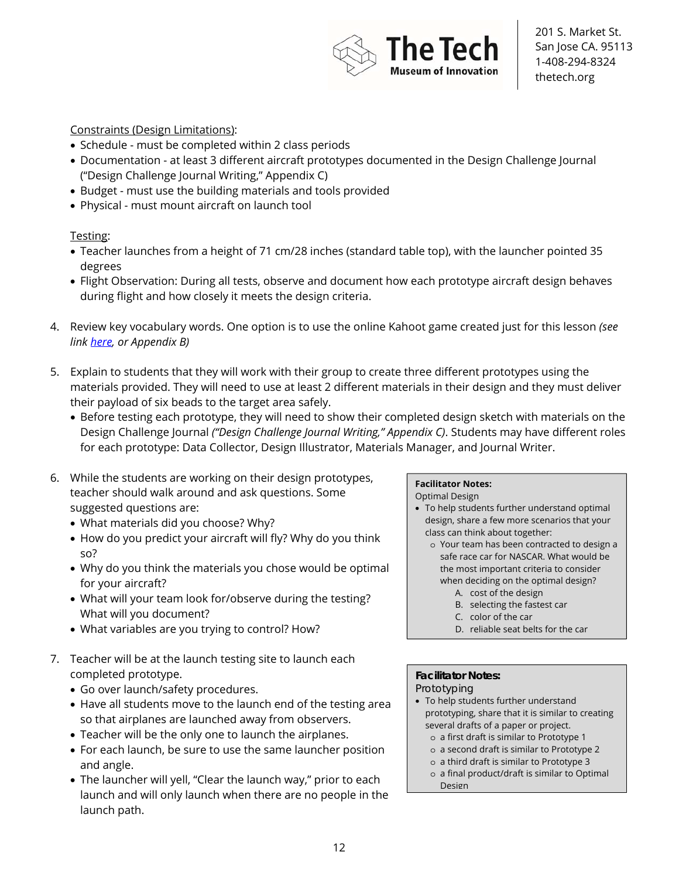Constraints (Design Limitations):

- Schedule - must be completed within 2 class periods
- Documentation - at least 3 different aircraft prototypes documented in the Design Challenge Journal ("Design Challenge Journal Writing," Appendix C)
- Budget - must use the building materials and tools provided
- Physical - must mount aircraft on launch tool

Testing:

- Teacher launches from a height of 71 cm/28 inches (standard table top), with the launcher pointed 35 degrees
- Flight Observation: During all tests, observe and document how each prototype aircraft design behaves during flight and how closely it meets the design criteria.

4. Review key vocabulary words. One option is to use the online Kahoot game created just for this lesson *(see link here, or Appendix B)*

5. Explain to students that they will work with their group to create three different prototypes using the materials provided. They will need to use at least 2 different materials in their design and they must deliver their payload of six beads to the target area safely.
   - Before testing each prototype, they will need to show their completed design sketch with materials on the Design Challenge Journal *("Design Challenge Journal Writing," Appendix C)*. Students may have different roles for each prototype: Data Collector, Design Illustrator, Materials Manager, and Journal Writer.

6. While the students are working on their design prototypes, teacher should walk around and ask questions. Some suggested questions are:
   - What materials did you choose? Why?
   - How do you predict your aircraft will fly? Why do you think so?
   - Why do you think the materials you chose would be optimal for your aircraft?
   - What will your team look for/observe during the testing? What will you document?
   - What variables are you trying to control? How?

7. Teacher will be at the launch testing site to launch each completed prototype.
   - Go over launch/safety procedures.
   - Have all students move to the launch end of the testing area so that airplanes are launched away from observers.
   - Teacher will be the only one to launch the airplanes.
   - For each launch, be sure to use the same launcher position and angle.
   - The launcher will yell, "Clear the launch way," prior to each launch and will only launch when there are no people in the launch path.

**Facilitator Notes:**
Optimal Design

- To help students further understand optimal design, share a few more scenarios that your class can think about together:
  - Your team has been contracted to design a safe race car for NASCAR. What would be the most important criteria to consider when deciding on the optimal design?
    - A. cost of the design
    - B. selecting the fastest car
    - C. color of the car
    - D. reliable seat belts for the car

**Facilitator Notes:**
Prototyping

- To help students further understand prototyping, share that it is similar to creating several drafts of a paper or project.
  - a first draft is similar to Prototype 1
  - a second draft is similar to Prototype 2
  - a third draft is similar to Prototype 3
  - a final product/draft is similar to Optimal Design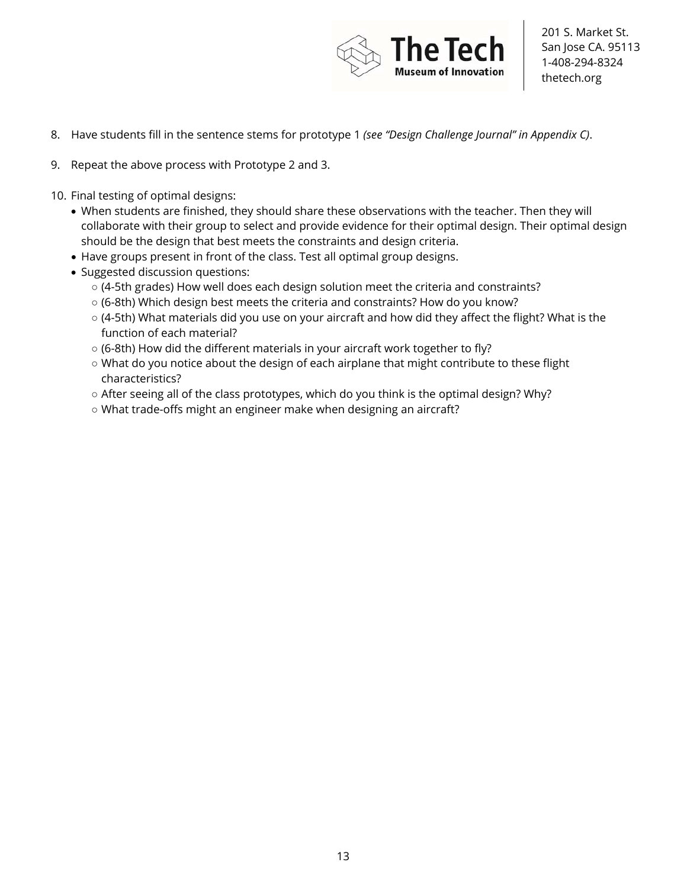8. Have students fill in the sentence stems for prototype 1 *(see "Design Challenge Journal" in Appendix C)*.

9. Repeat the above process with Prototype 2 and 3.

10. Final testing of optimal designs:
    - When students are finished, they should share these observations with the teacher. Then they will collaborate with their group to select and provide evidence for their optimal design. Their optimal design should be the design that best meets the constraints and design criteria.
    - Have groups present in front of the class. Test all optimal group designs.
    - Suggested discussion questions:
        - (4-5th grades) How well does each design solution meet the criteria and constraints?
        - (6-8th) Which design best meets the criteria and constraints? How do you know?
        - (4-5th) What materials did you use on your aircraft and how did they affect the flight? What is the function of each material?
        - (6-8th) How did the different materials in your aircraft work together to fly?
        - What do you notice about the design of each airplane that might contribute to these flight characteristics?
        - After seeing all of the class prototypes, which do you think is the optimal design? Why?
        - What trade-offs might an engineer make when designing an aircraft?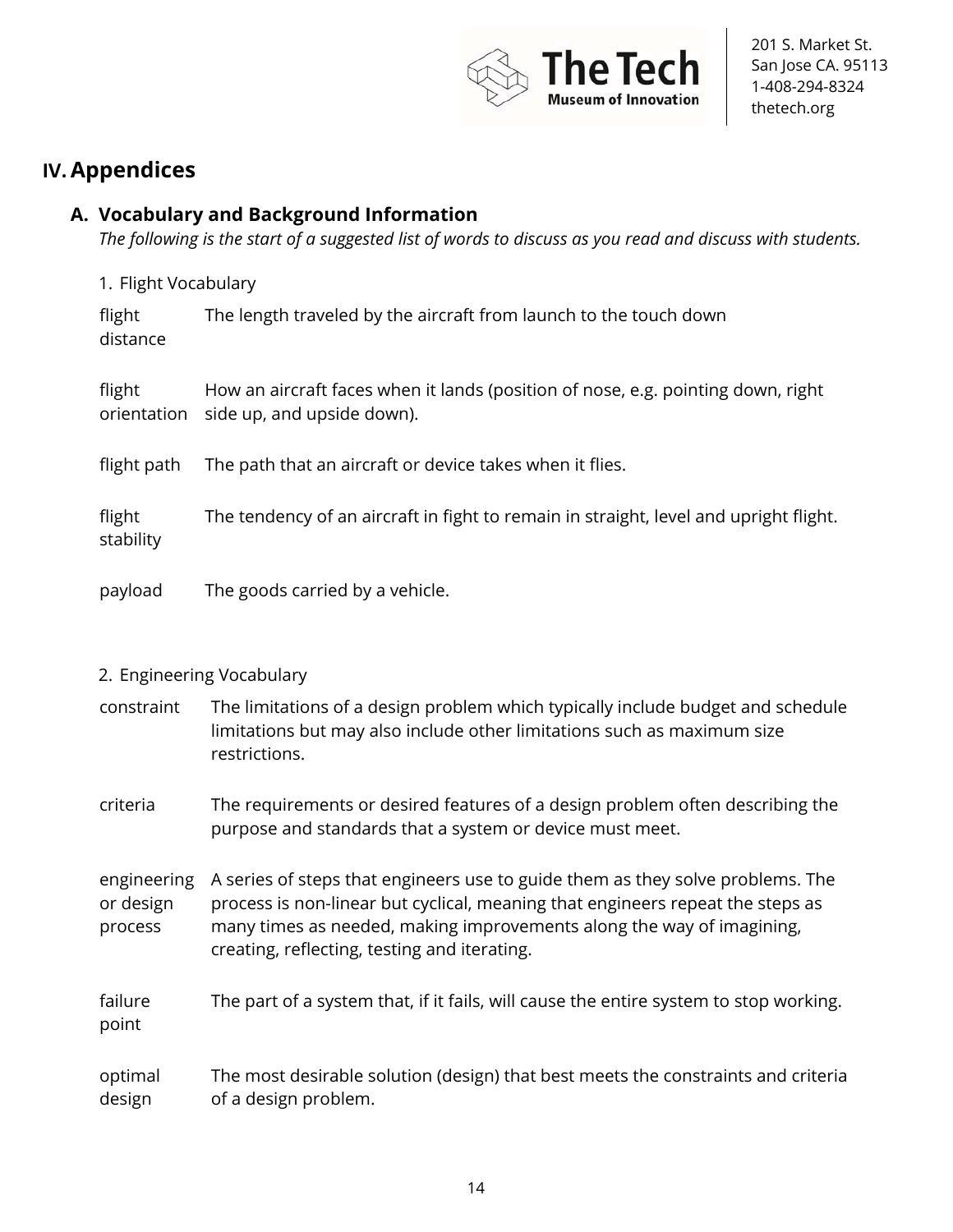# IV. Appendices

## A. Vocabulary and Background Information

*The following is the start of a suggested list of words to discuss as you read and discuss with students.*

### 1. Flight Vocabulary

| | |
|---|---|
| flight distance | The length traveled by the aircraft from launch to the touch down |
| flight orientation | How an aircraft faces when it lands (position of nose, e.g. pointing down, right side up, and upside down). |
| flight path | The path that an aircraft or device takes when it flies. |
| flight stability | The tendency of an aircraft in fight to remain in straight, level and upright flight. |
| payload | The goods carried by a vehicle. |

### 2. Engineering Vocabulary

| | |
|---|---|
| constraint | The limitations of a design problem which typically include budget and schedule limitations but may also include other limitations such as maximum size restrictions. |
| criteria | The requirements or desired features of a design problem often describing the purpose and standards that a system or device must meet. |
| engineering or design process | A series of steps that engineers use to guide them as they solve problems. The process is non-linear but cyclical, meaning that engineers repeat the steps as many times as needed, making improvements along the way of imagining, creating, reflecting, testing and iterating. |
| failure point | The part of a system that, if it fails, will cause the entire system to stop working. |
| optimal design | The most desirable solution (design) that best meets the constraints and criteria of a design problem. |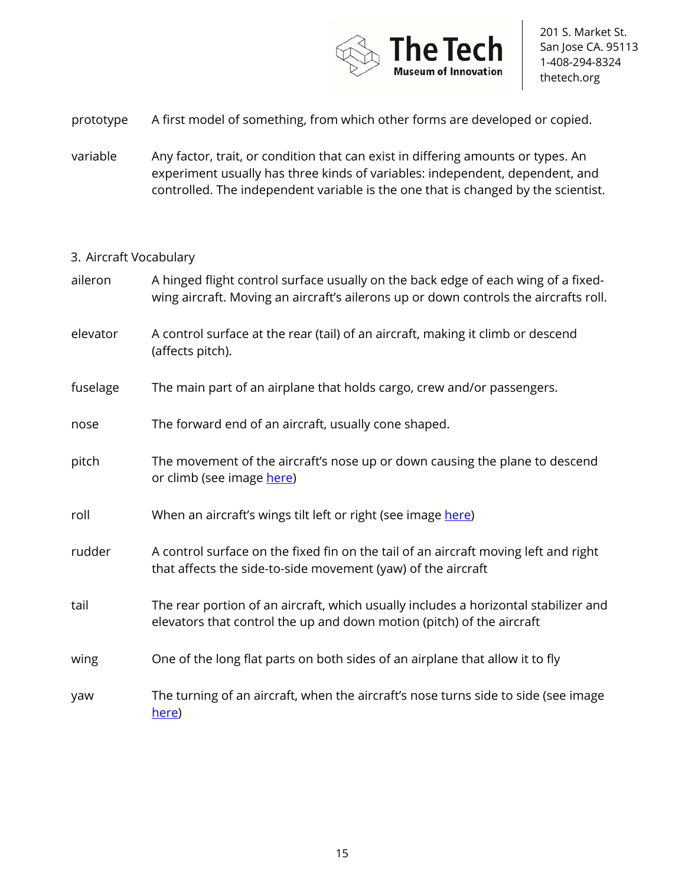**prototype** A first model of something, from which other forms are developed or copied.

**variable** Any factor, trait, or condition that can exist in differing amounts or types. An experiment usually has three kinds of variables: independent, dependent, and controlled. The independent variable is the one that is changed by the scientist.

3. Aircraft Vocabulary

**aileron** A hinged flight control surface usually on the back edge of each wing of a fixed-wing aircraft. Moving an aircraft's ailerons up or down controls the aircrafts roll.

**elevator** A control surface at the rear (tail) of an aircraft, making it climb or descend (affects pitch).

**fuselage** The main part of an airplane that holds cargo, crew and/or passengers.

**nose** The forward end of an aircraft, usually cone shaped.

**pitch** The movement of the aircraft's nose up or down causing the plane to descend or climb (see image here)

**roll** When an aircraft's wings tilt left or right (see image here)

**rudder** A control surface on the fixed fin on the tail of an aircraft moving left and right that affects the side-to-side movement (yaw) of the aircraft

**tail** The rear portion of an aircraft, which usually includes a horizontal stabilizer and elevators that control the up and down motion (pitch) of the aircraft

**wing** One of the long flat parts on both sides of an airplane that allow it to fly

**yaw** The turning of an aircraft, when the aircraft's nose turns side to side (see image here)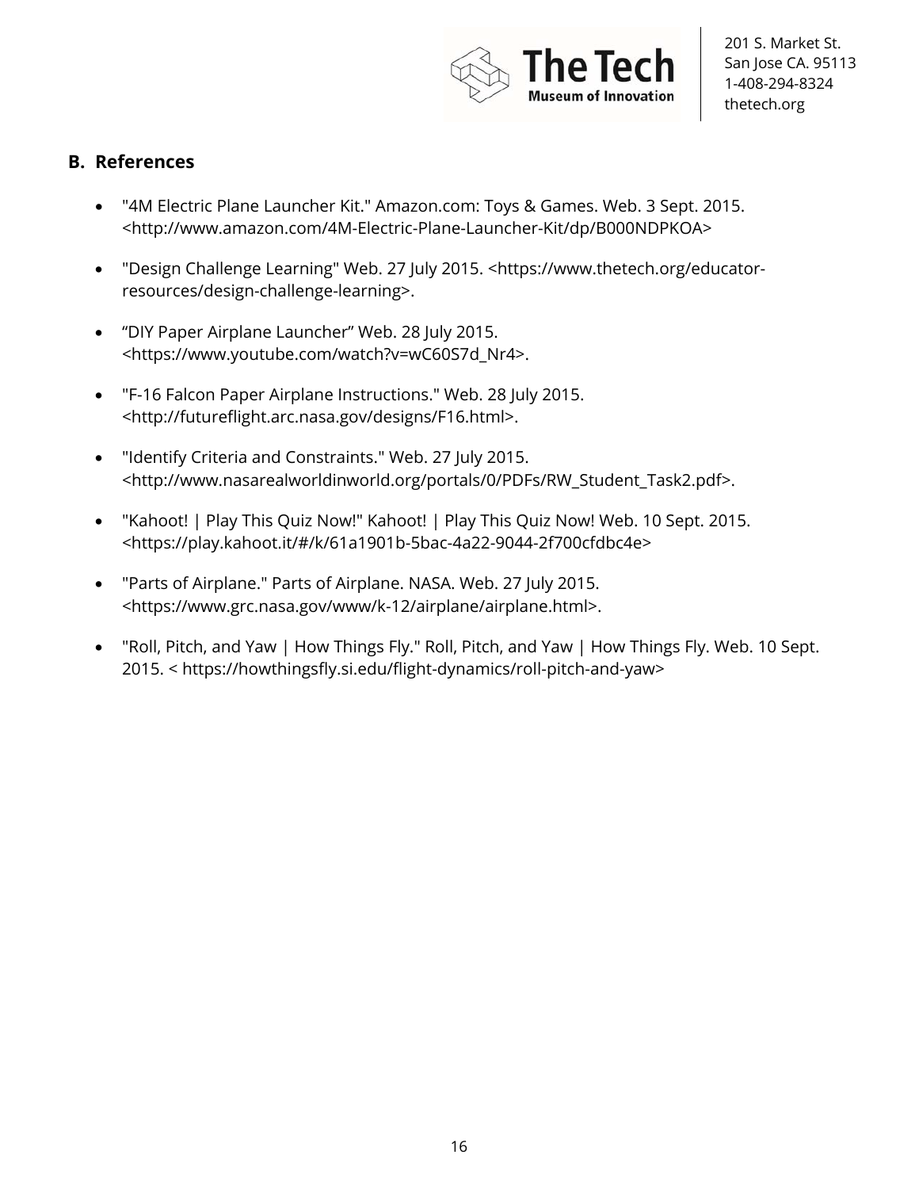## B. References

- "4M Electric Plane Launcher Kit." Amazon.com: Toys & Games. Web. 3 Sept. 2015. <http://www.amazon.com/4M-Electric-Plane-Launcher-Kit/dp/B000NDPKOA>
- "Design Challenge Learning" Web. 27 July 2015. <https://www.thetech.org/educator-resources/design-challenge-learning>.
- "DIY Paper Airplane Launcher" Web. 28 July 2015. <https://www.youtube.com/watch?v=wC60S7d_Nr4>.
- "F-16 Falcon Paper Airplane Instructions." Web. 28 July 2015. <http://futureflight.arc.nasa.gov/designs/F16.html>.
- "Identify Criteria and Constraints." Web. 27 July 2015. <http://www.nasarealworldinworld.org/portals/0/PDFs/RW_Student_Task2.pdf>.
- "Kahoot! | Play This Quiz Now!" Kahoot! | Play This Quiz Now! Web. 10 Sept. 2015. <https://play.kahoot.it/#/k/61a1901b-5bac-4a22-9044-2f700cfdbc4e>
- "Parts of Airplane." Parts of Airplane. NASA. Web. 27 July 2015. <https://www.grc.nasa.gov/www/k-12/airplane/airplane.html>.
- "Roll, Pitch, and Yaw | How Things Fly." Roll, Pitch, and Yaw | How Things Fly. Web. 10 Sept. 2015. < https://howthingsfly.si.edu/flight-dynamics/roll-pitch-and-yaw>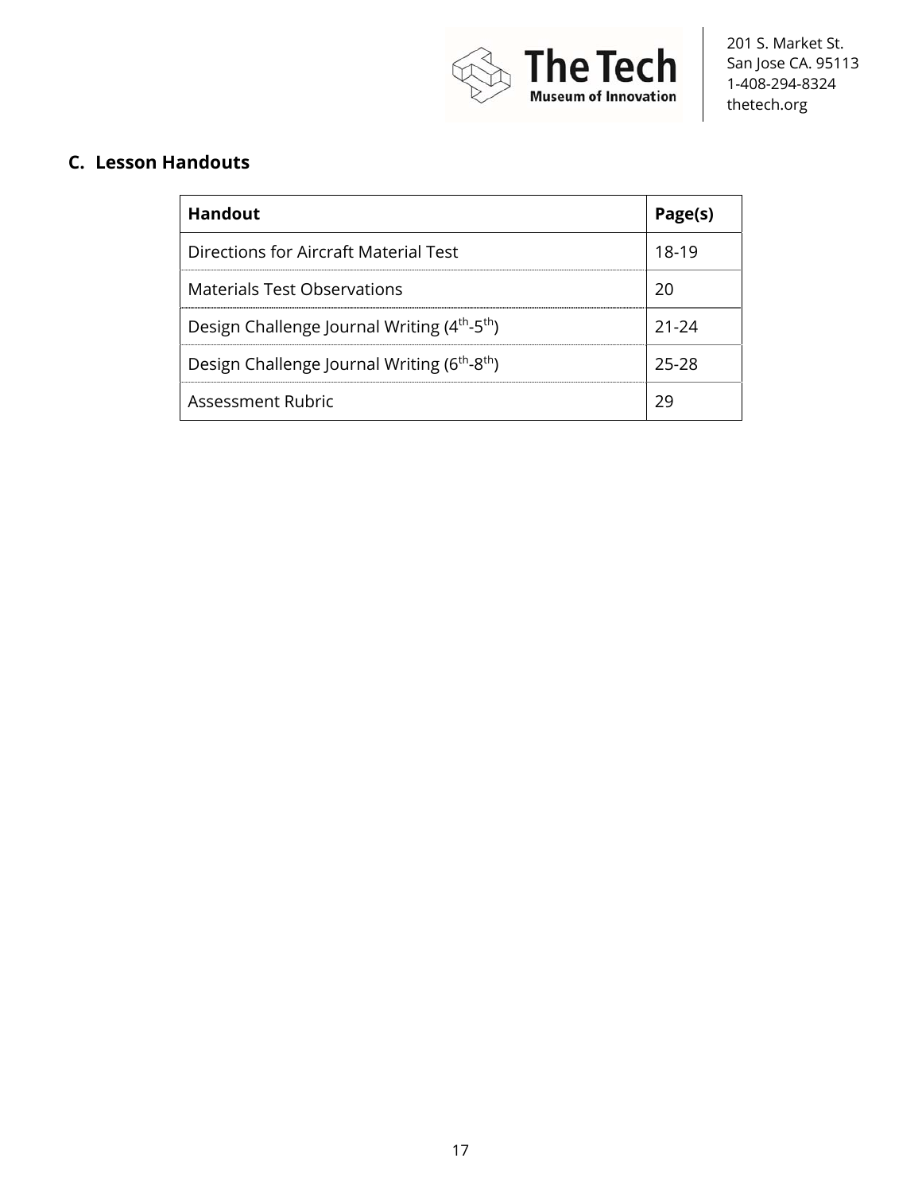## C. Lesson Handouts

| Handout | Page(s) |
| --- | --- |
| Directions for Aircraft Material Test | 18-19 |
| Materials Test Observations | 20 |
| Design Challenge Journal Writing ($4^{th}$-$5^{th}$) | 21-24 |
| Design Challenge Journal Writing ($6^{th}$-$8^{th}$) | 25-28 |
| Assessment Rubric | 29 |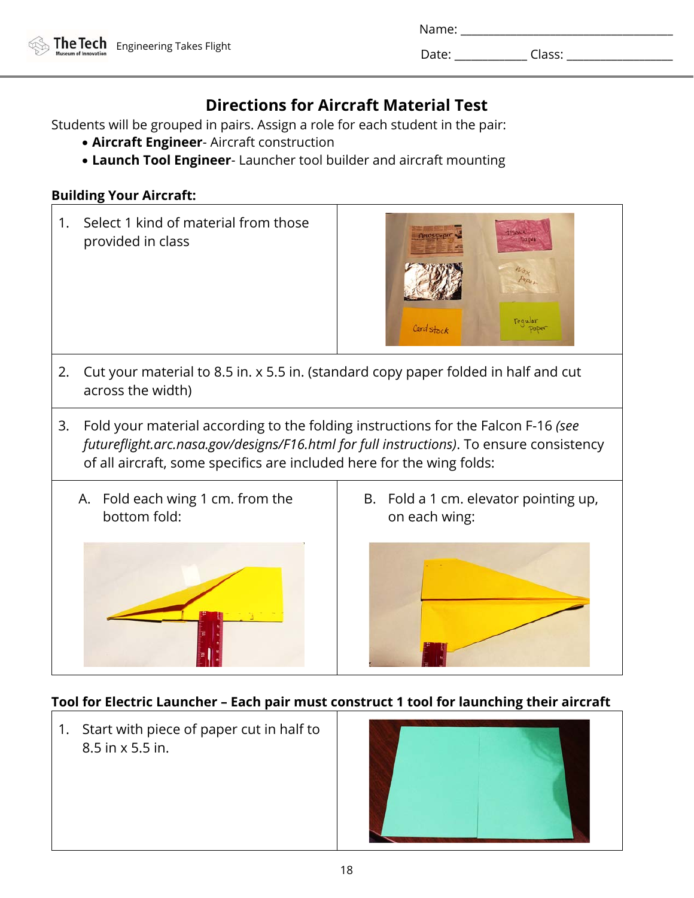Name: ___________________________________

Date: ____________ Class: __________________

## Directions for Aircraft Material Test

Students will be grouped in pairs. Assign a role for each student in the pair:

- **Aircraft Engineer**- Aircraft construction
- **Launch Tool Engineer**- Launcher tool builder and aircraft mounting

**Building Your Aircraft:**

1. Select 1 kind of material from those provided in class
2. Cut your material to 8.5 in. x 5.5 in. (standard copy paper folded in half and cut across the width)
3. Fold your material according to the folding instructions for the Falcon F-16 *(see futureflight.arc.nasa.gov/designs/F16.html for full instructions)*. To ensure consistency of all aircraft, some specifics are included here for the wing folds:

   A. Fold each wing 1 cm. from the bottom fold:

   B. Fold a 1 cm. elevator pointing up, on each wing:

**Tool for Electric Launcher – Each pair must construct 1 tool for launching their aircraft**

1. Start with piece of paper cut in half to 8.5 in x 5.5 in.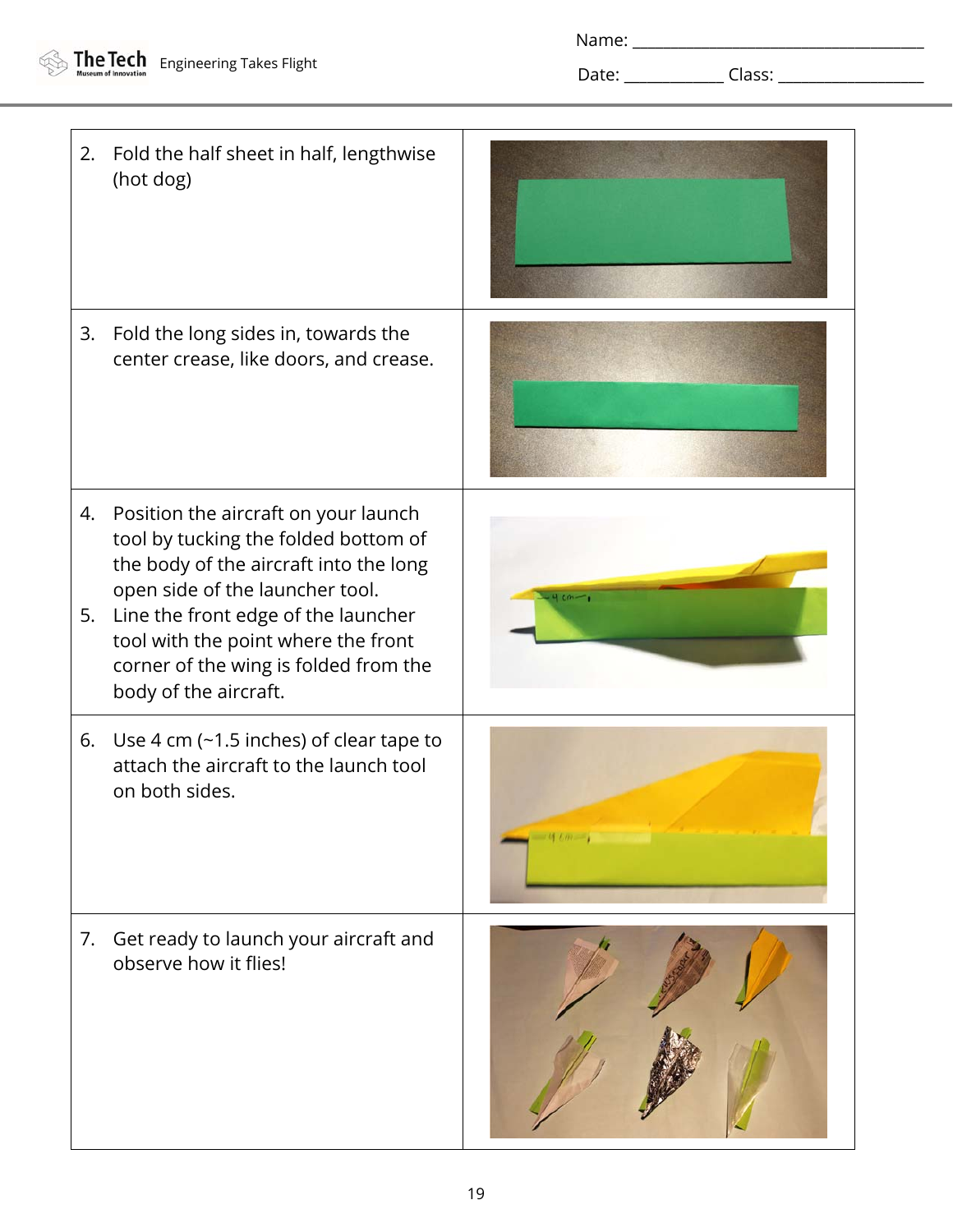| | |
|---|---|
| 2. Fold the half sheet in half, lengthwise (hot dog) | |
| 3. Fold the long sides in, towards the center crease, like doors, and crease. | |
| 4. Position the aircraft on your launch tool by tucking the folded bottom of the body of the aircraft into the long open side of the launcher tool.<br>5. Line the front edge of the launcher tool with the point where the front corner of the wing is folded from the body of the aircraft. | |
| 6. Use 4 cm (~1.5 inches) of clear tape to attach the aircraft to the launch tool on both sides. | |
| 7. Get ready to launch your aircraft and observe how it flies! | |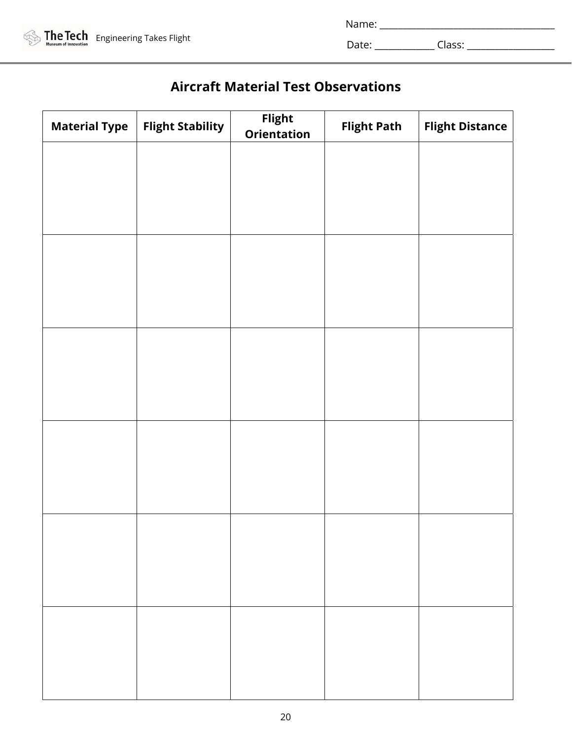Name: ___________________________________

Date: ____________ Class: __________________

## Aircraft Material Test Observations

| Material Type | Flight Stability | Flight Orientation | Flight Path | Flight Distance |
|---|---|---|---|---|
| | | | | |
| | | | | |
| | | | | |
| | | | | |
| | | | | |
| | | | | |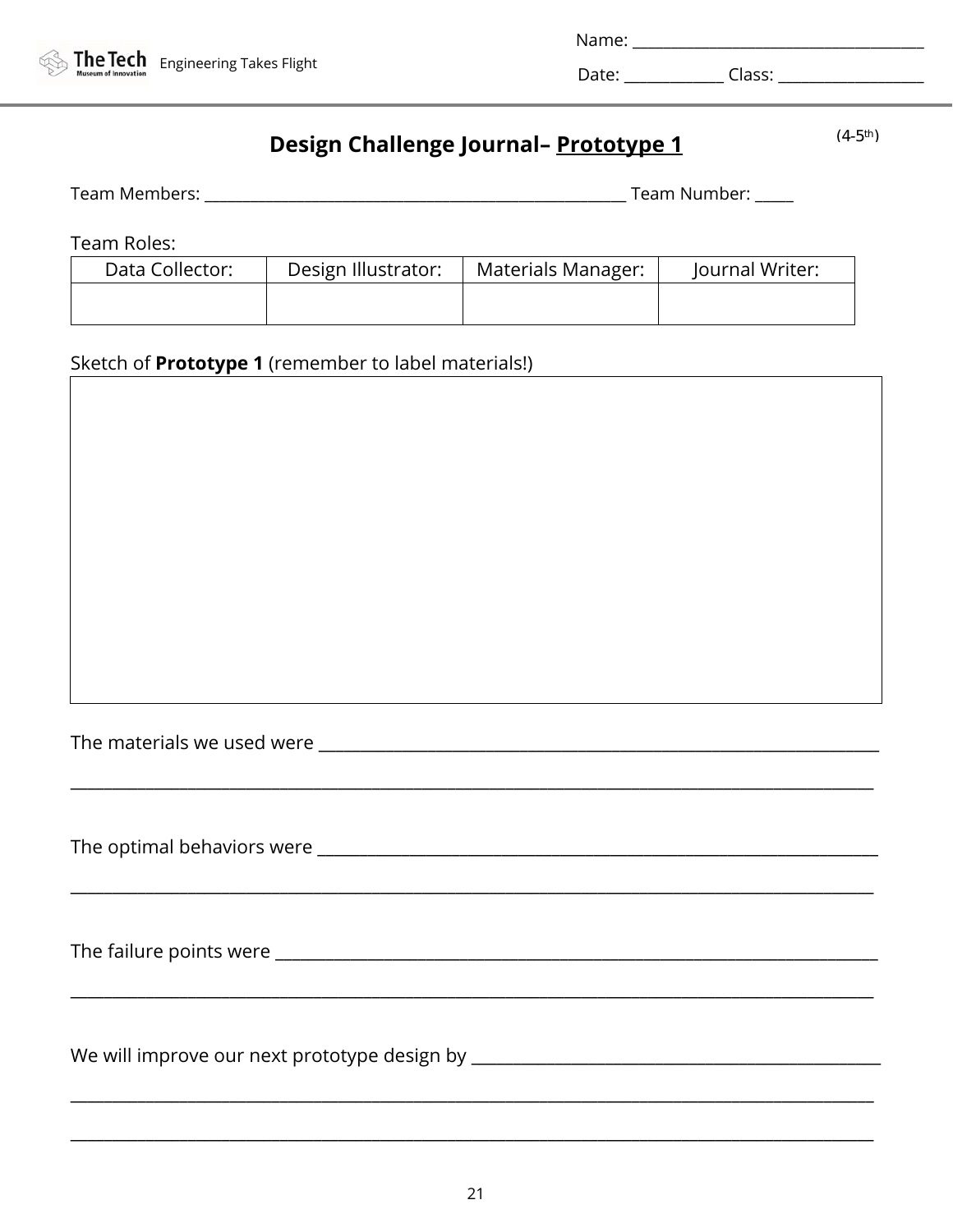Name: ___________________________________

Date: ____________ Class: __________________

# Design Challenge Journal– <u>Prototype 1</u>

(4-5th)

Team Members: ___________________________________________________ Team Number: _____

Team Roles:

| Data Collector: | Design Illustrator: | Materials Manager: | Journal Writer: |
| --- | --- | --- | --- |
| | | | |

Sketch of **Prototype 1** (remember to label materials!)

The materials we used were ____________________________________________________________________

_____________________________________________________________________________________________

The optimal behaviors were ____________________________________________________________________

_____________________________________________________________________________________________

The failure points were _______________________________________________________________________

_____________________________________________________________________________________________

We will improve our next prototype design by ______________________________________________

_____________________________________________________________________________________________

_____________________________________________________________________________________________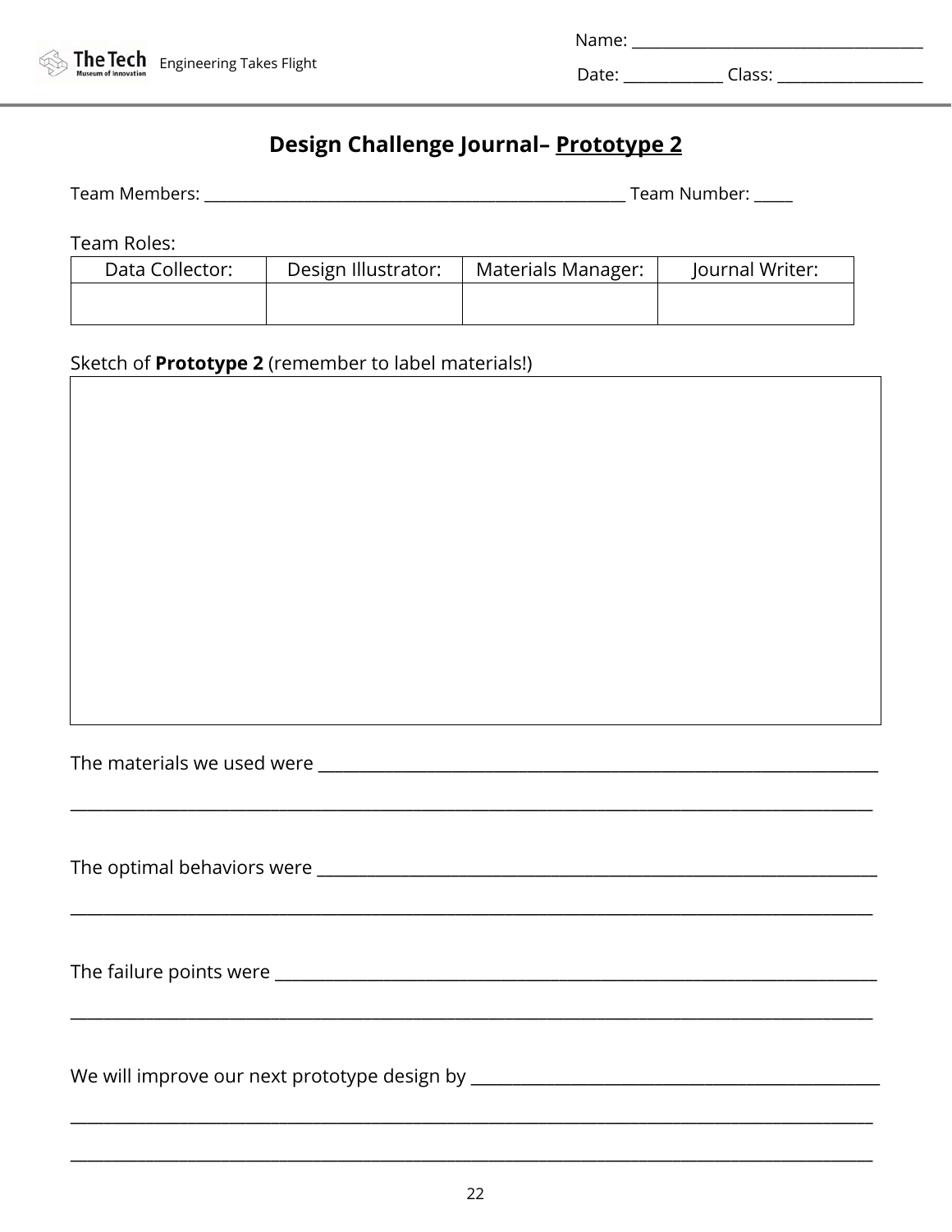Name: ___________________________________

Date: ____________ Class: __________________

# Design Challenge Journal– <u>Prototype 2</u>

Team Members: ___________________________________________________ Team Number: _____

Team Roles:

| Data Collector: | Design Illustrator: | Materials Manager: | Journal Writer: |
|---|---|---|---|
| | | | |

Sketch of **Prototype 2** (remember to label materials!)

The materials we used were ______________________________________________________________________

_____________________________________________________________________________________________

The optimal behaviors were ______________________________________________________________________

_____________________________________________________________________________________________

The failure points were _________________________________________________________________________

_____________________________________________________________________________________________

We will improve our next prototype design by ________________________________________________

_____________________________________________________________________________________________

_____________________________________________________________________________________________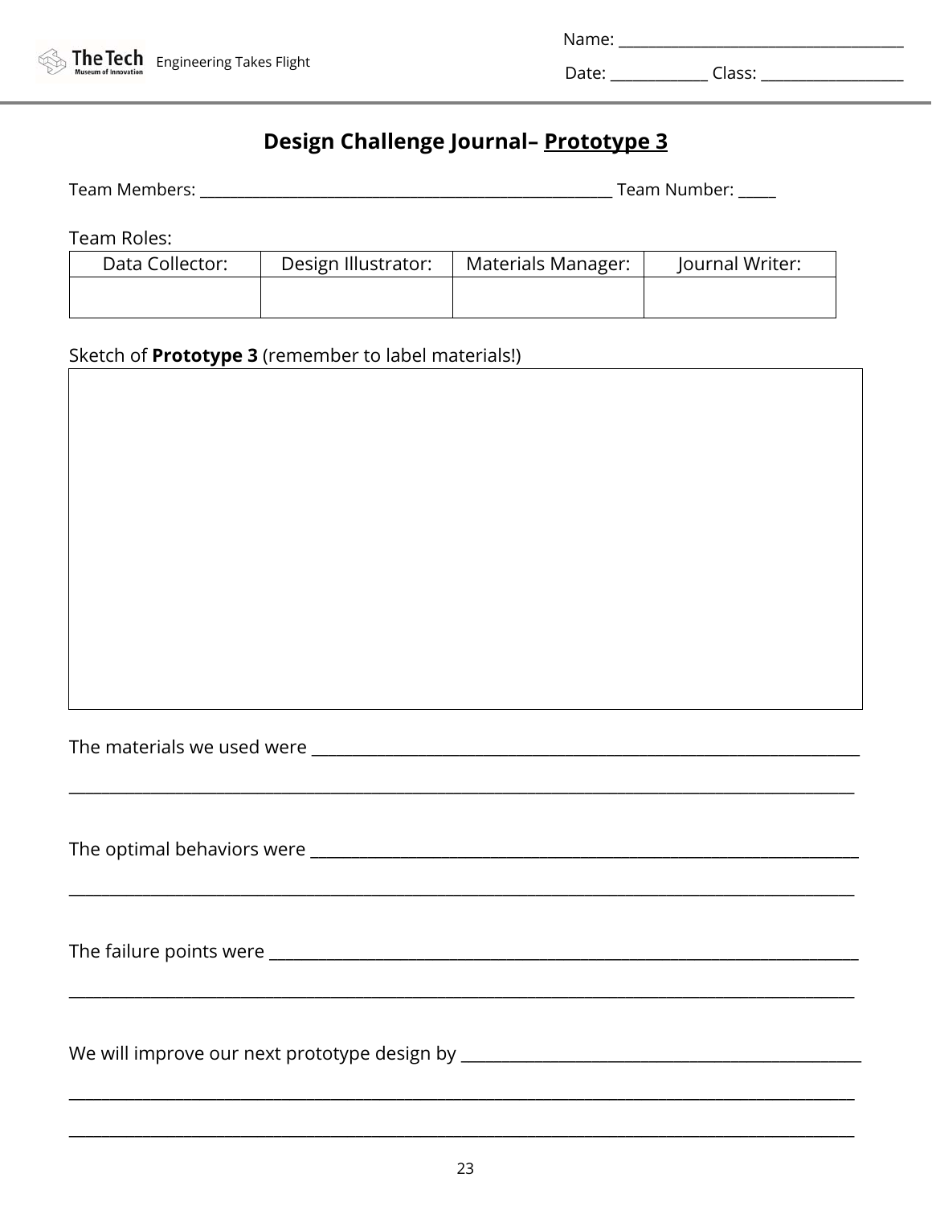Name: ___________________________________

Date: ____________ Class: __________________

## Design Challenge Journal– <u>Prototype 3</u>

Team Members: ____________________________________________________ Team Number: _____

Team Roles:

| Data Collector: | Design Illustrator: | Materials Manager: | Journal Writer: |
|---|---|---|---|
| | | | |

Sketch of **Prototype 3** (remember to label materials!)

The materials we used were ______________________________________________________________________

____________________________________________________________________________________________________

The optimal behaviors were ______________________________________________________________________

____________________________________________________________________________________________________

The failure points were __________________________________________________________________________

____________________________________________________________________________________________________

We will improve our next prototype design by __________________________________________________

____________________________________________________________________________________________________

____________________________________________________________________________________________________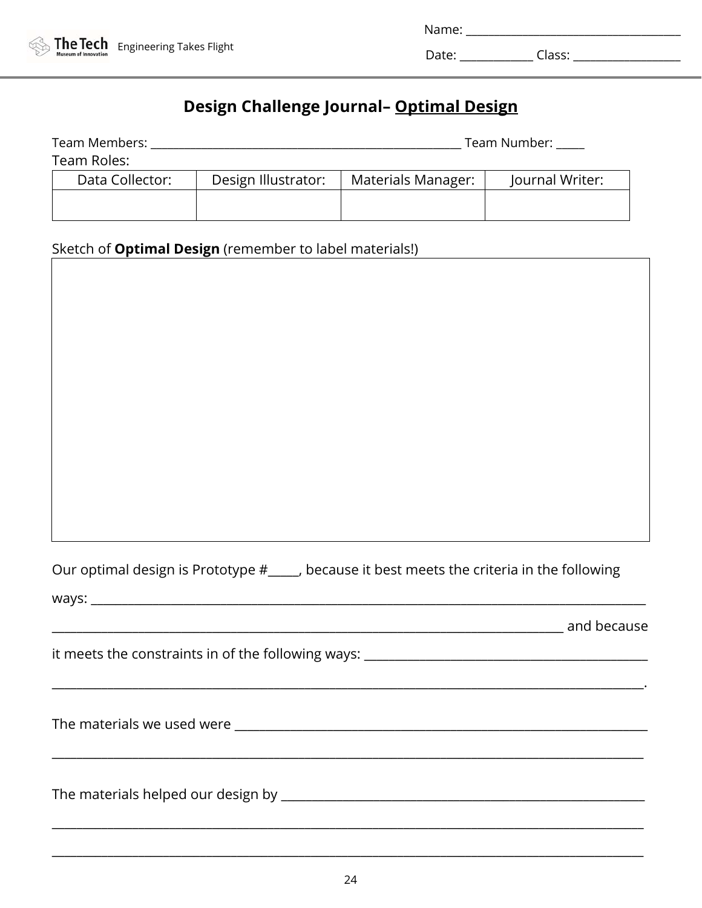Name: ___________________________________

Date: ____________ Class: __________________

# Design Challenge Journal– Optimal Design

Team Members: ___________________________________________________ Team Number: _____

Team Roles:

| Data Collector: | Design Illustrator: | Materials Manager: | Journal Writer: |
|---|---|---|---|
| | | | |

Sketch of **Optimal Design** (remember to label materials!)

Our optimal design is Prototype #_____, because it best meets the criteria in the following ways: ___________________________________________________________________________________

___________________________________________________________________________________ and because it meets the constraints in of the following ways: ____________________________________________

___________________________________________________________________________________.

The materials we used were ___________________________________________________________________

___________________________________________________________________________________

The materials helped our design by ____________________________________________________________

___________________________________________________________________________________

___________________________________________________________________________________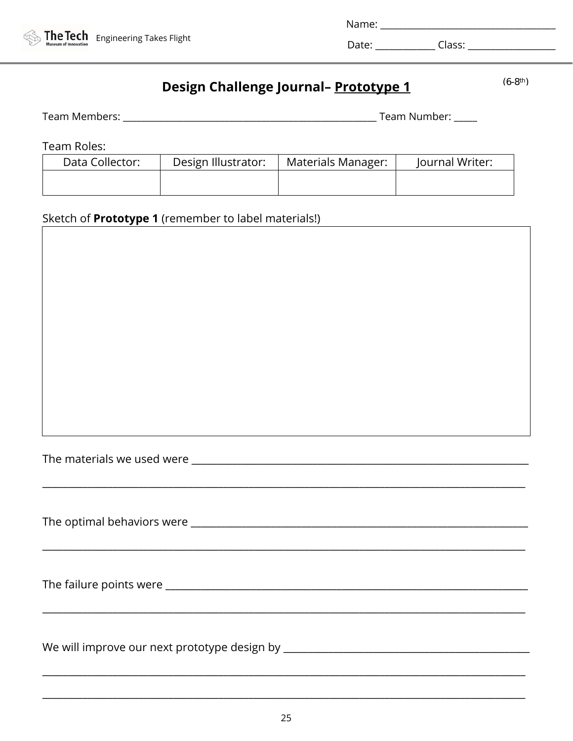The Tech Museum of Innovation — Engineering Takes Flight

Name: ___________________________________

Date: ____________ Class: __________________

## Design Challenge Journal– Prototype 1

(6-8th)

Team Members: ____________________________________________________ Team Number: _____

Team Roles:

| Data Collector: | Design Illustrator: | Materials Manager: | Journal Writer: |
|---|---|---|---|
| | | | |

Sketch of **Prototype 1** (remember to label materials!)

The materials we used were ____________________________________________________________________

__________________________________________________________________________________________

The optimal behaviors were ___________________________________________________________________

__________________________________________________________________________________________

The failure points were ______________________________________________________________________

__________________________________________________________________________________________

We will improve our next prototype design by __________________________________________________

__________________________________________________________________________________________

__________________________________________________________________________________________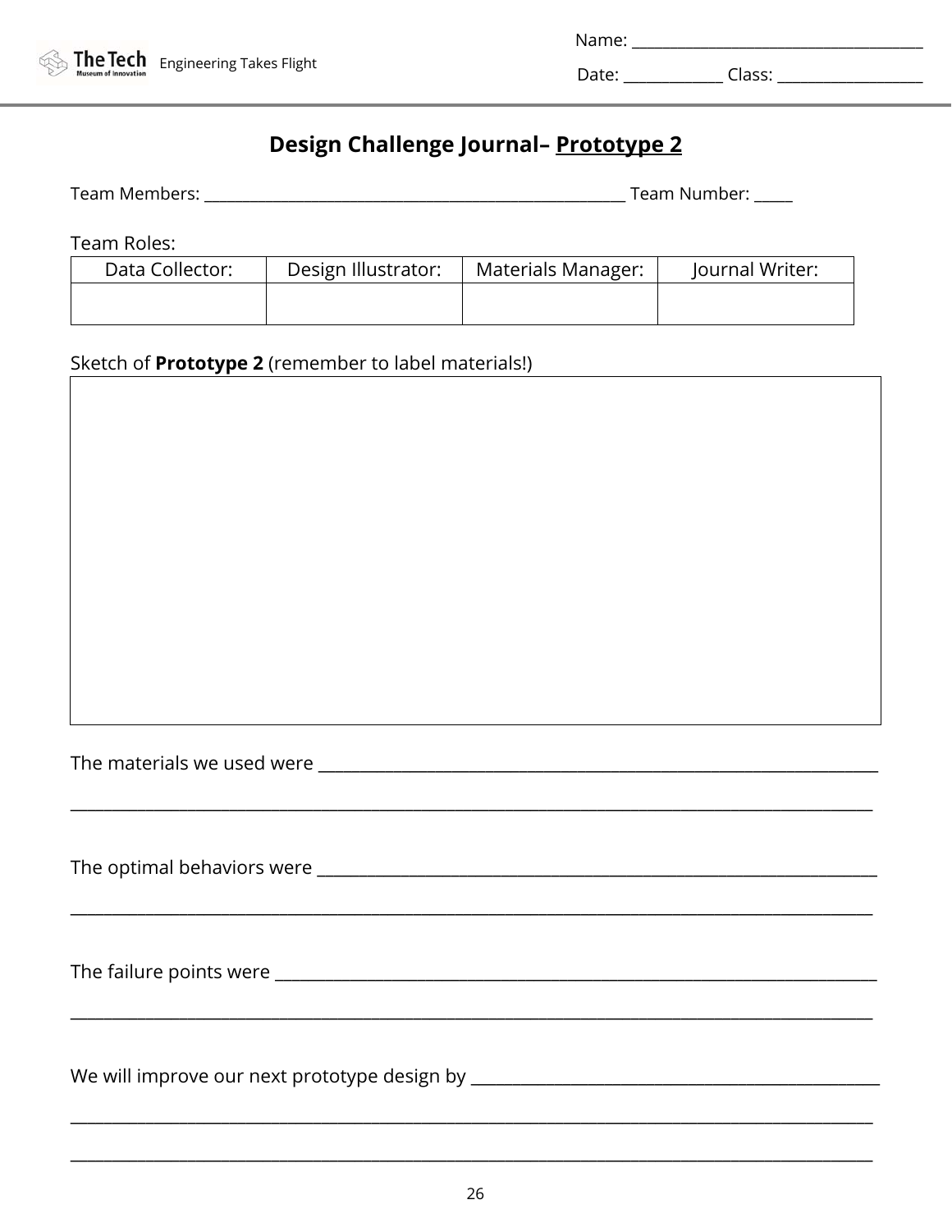Name: ____________________________________

Date: _____________ Class: ___________________

# Design Challenge Journal– <u>Prototype 2</u>

Team Members: _____________________________________________________ Team Number: _____

Team Roles:

| Data Collector: | Design Illustrator: | Materials Manager: | Journal Writer: |
|---|---|---|---|
| | | | |

Sketch of **Prototype 2** (remember to label materials!)

The materials we used were ______________________________________________________________________

____________________________________________________________________________________________________

The optimal behaviors were ______________________________________________________________________

____________________________________________________________________________________________________

The failure points were __________________________________________________________________________

____________________________________________________________________________________________________

We will improve our next prototype design by ___________________________________________________

____________________________________________________________________________________________________

____________________________________________________________________________________________________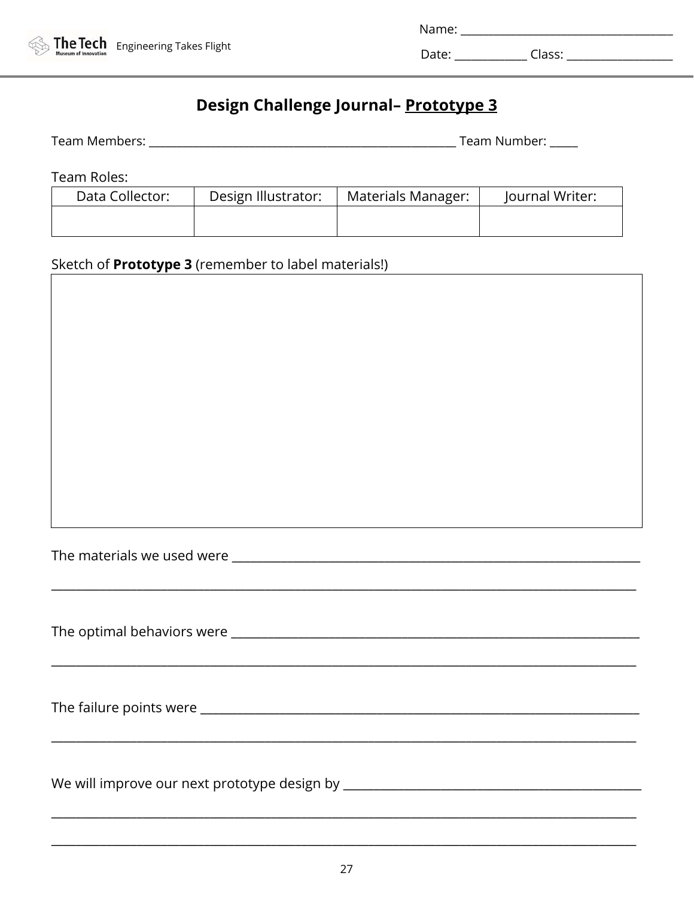The Tech Museum of Innovation — Engineering Takes Flight

Name: ___________________________________

Date: ____________ Class: __________________

## Design Challenge Journal– Prototype 3

Team Members: ___________________________________________________ Team Number: _____

Team Roles:

| Data Collector: | Design Illustrator: | Materials Manager: | Journal Writer: |
|---|---|---|---|
| | | | |

Sketch of **Prototype 3** (remember to label materials!)

The materials we used were ______________________________________________________________________

_____________________________________________________________________________________________

The optimal behaviors were ______________________________________________________________________

_____________________________________________________________________________________________

The failure points were _________________________________________________________________________

_____________________________________________________________________________________________

We will improve our next prototype design by _____________________________________________________

_____________________________________________________________________________________________

_____________________________________________________________________________________________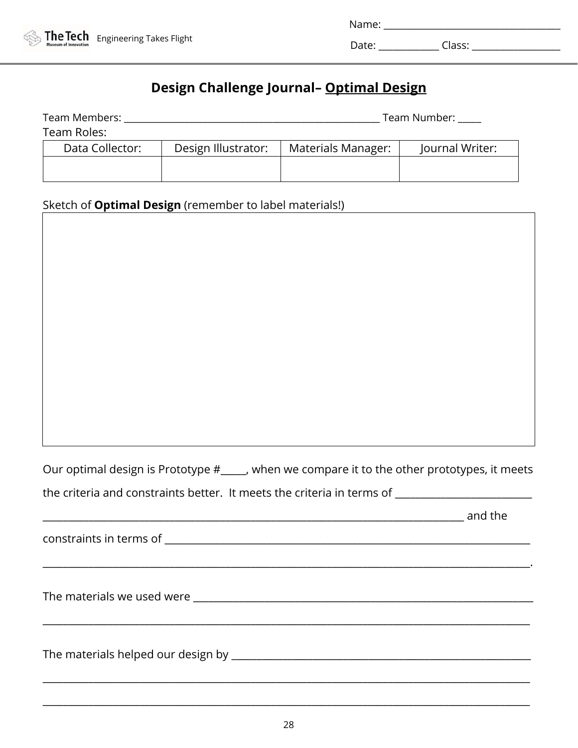Name: ___________________________________

Date: ____________ Class: __________________

# Design Challenge Journal– Optimal Design

Team Members: ___________________________________________________ Team Number: _____

Team Roles:

| Data Collector: | Design Illustrator: | Materials Manager: | Journal Writer: |
|---|---|---|---|
| | | | |

Sketch of **Optimal Design** (remember to label materials!)

Our optimal design is Prototype #_____, when we compare it to the other prototypes, it meets the criteria and constraints better. It meets the criteria in terms of ___________________________

_____________________________________________________________________________________ and the constraints in terms of _________________________________________________________________________

____________________________________________________________________________________________________.

The materials we used were _____________________________________________________________________

____________________________________________________________________________________________________

The materials helped our design by _______________________________________________________________

____________________________________________________________________________________________________

____________________________________________________________________________________________________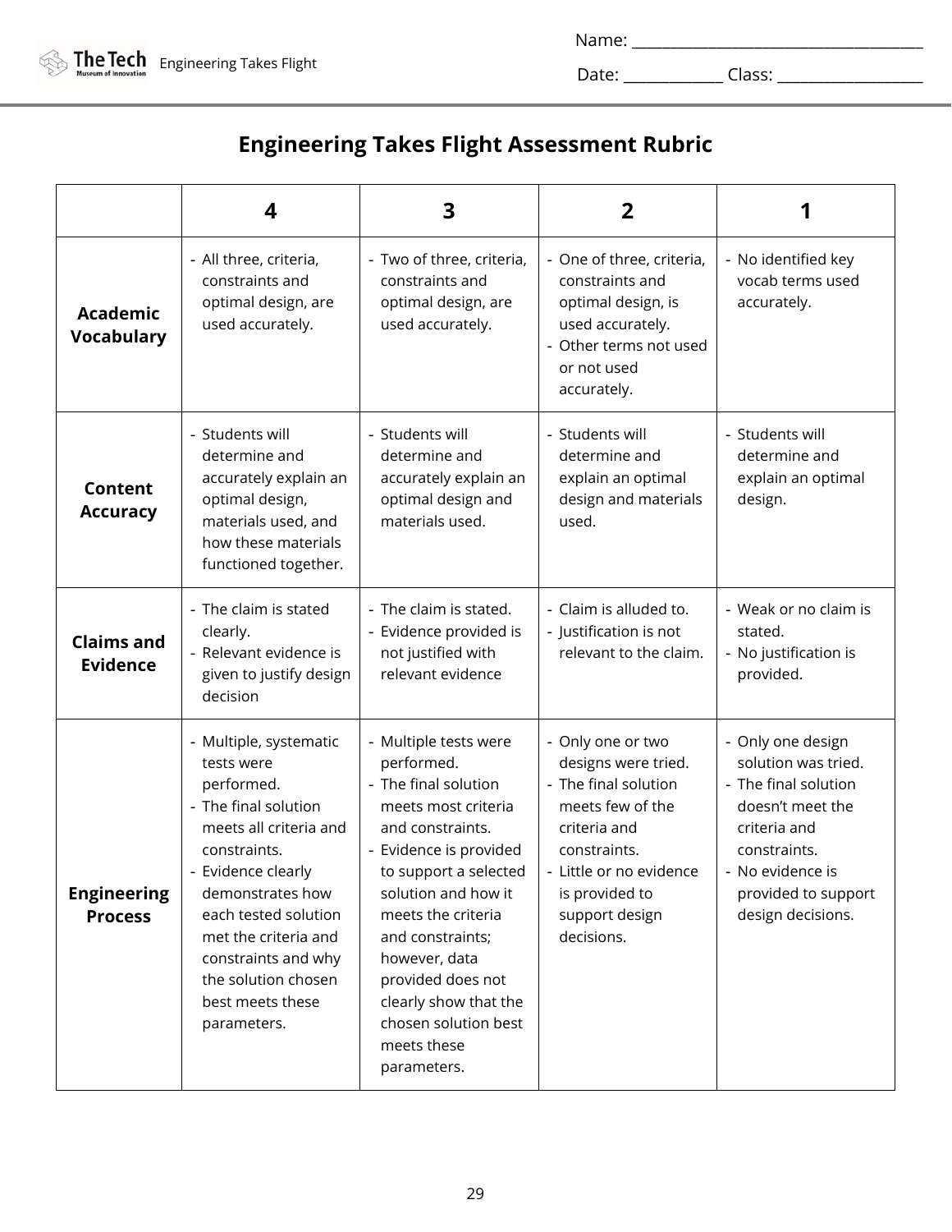Name: ___________________________________

Date: ____________ Class: __________________

## Engineering Takes Flight Assessment Rubric

| | 4 | 3 | 2 | 1 |
|---|---|---|---|---|
| **Academic Vocabulary** | - All three, criteria, constraints and optimal design, are used accurately. | - Two of three, criteria, constraints and optimal design, are used accurately. | - One of three, criteria, constraints and optimal design, is used accurately.<br>- Other terms not used or not used accurately. | - No identified key vocab terms used accurately. |
| **Content Accuracy** | - Students will determine and accurately explain an optimal design, materials used, and how these materials functioned together. | - Students will determine and accurately explain an optimal design and materials used. | - Students will determine and explain an optimal design and materials used. | - Students will determine and explain an optimal design. |
| **Claims and Evidence** | - The claim is stated clearly.<br>- Relevant evidence is given to justify design decision | - The claim is stated.<br>- Evidence provided is not justified with relevant evidence | - Claim is alluded to.<br>- Justification is not relevant to the claim. | - Weak or no claim is stated.<br>- No justification is provided. |
| **Engineering Process** | - Multiple, systematic tests were performed.<br>- The final solution meets all criteria and constraints.<br>- Evidence clearly demonstrates how each tested solution met the criteria and constraints and why the solution chosen best meets these parameters. | - Multiple tests were performed.<br>- The final solution meets most criteria and constraints.<br>- Evidence is provided to support a selected solution and how it meets the criteria and constraints; however, data provided does not clearly show that the chosen solution best meets these parameters. | - Only one or two designs were tried.<br>- The final solution meets few of the criteria and constraints.<br>- Little or no evidence is provided to support design decisions. | - Only one design solution was tried.<br>- The final solution doesn't meet the criteria and constraints.<br>- No evidence is provided to support design decisions. |